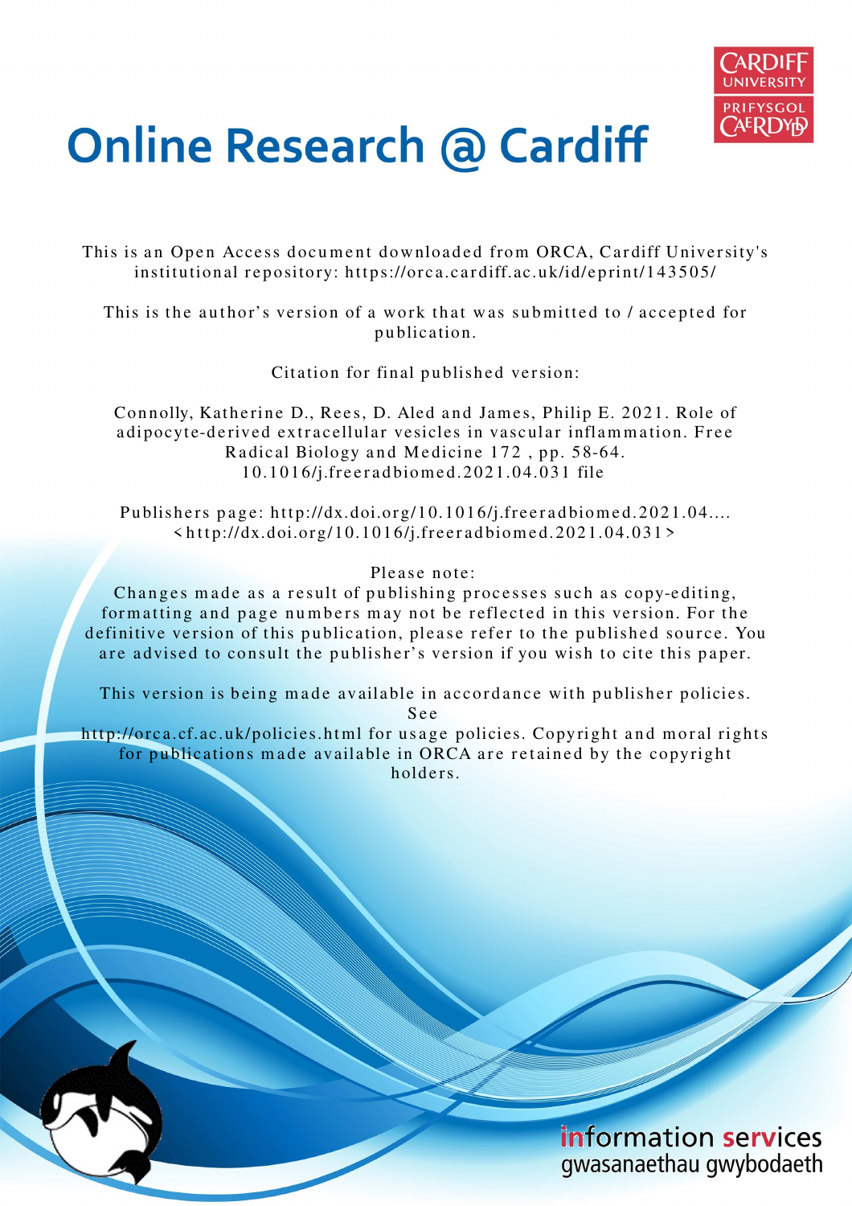# Online Research @ Cardiff

This is an Open Access document downloaded from ORCA, Cardiff University's institutional repository: https://orca.cardiff.ac.uk/id/eprint/143505/

This is the author's version of a work that was submitted to / accepted for publication.

Citation for final published version:

Connolly, Katherine D., Rees, D. Aled and James, Philip E. 2021. Role of adipocyte-derived extracellular vesicles in vascular inflammation. Free Radical Biology and Medicine 172 , pp. 58-64. 10.1016/j.freeradbiomed.2021.04.031 file

Publishers page: http://dx.doi.org/10.1016/j.freeradbiomed.2021.04.... <http://dx.doi.org/10.1016/j.freeradbiomed.2021.04.031>

Please note:
Changes made as a result of publishing processes such as copy-editing, formatting and page numbers may not be reflected in this version. For the definitive version of this publication, please refer to the published source. You are advised to consult the publisher's version if you wish to cite this paper.

This version is being made available in accordance with publisher policies. See
http://orca.cf.ac.uk/policies.html for usage policies. Copyright and moral rights for publications made available in ORCA are retained by the copyright holders.

information services
gwasanaethau gwybodaeth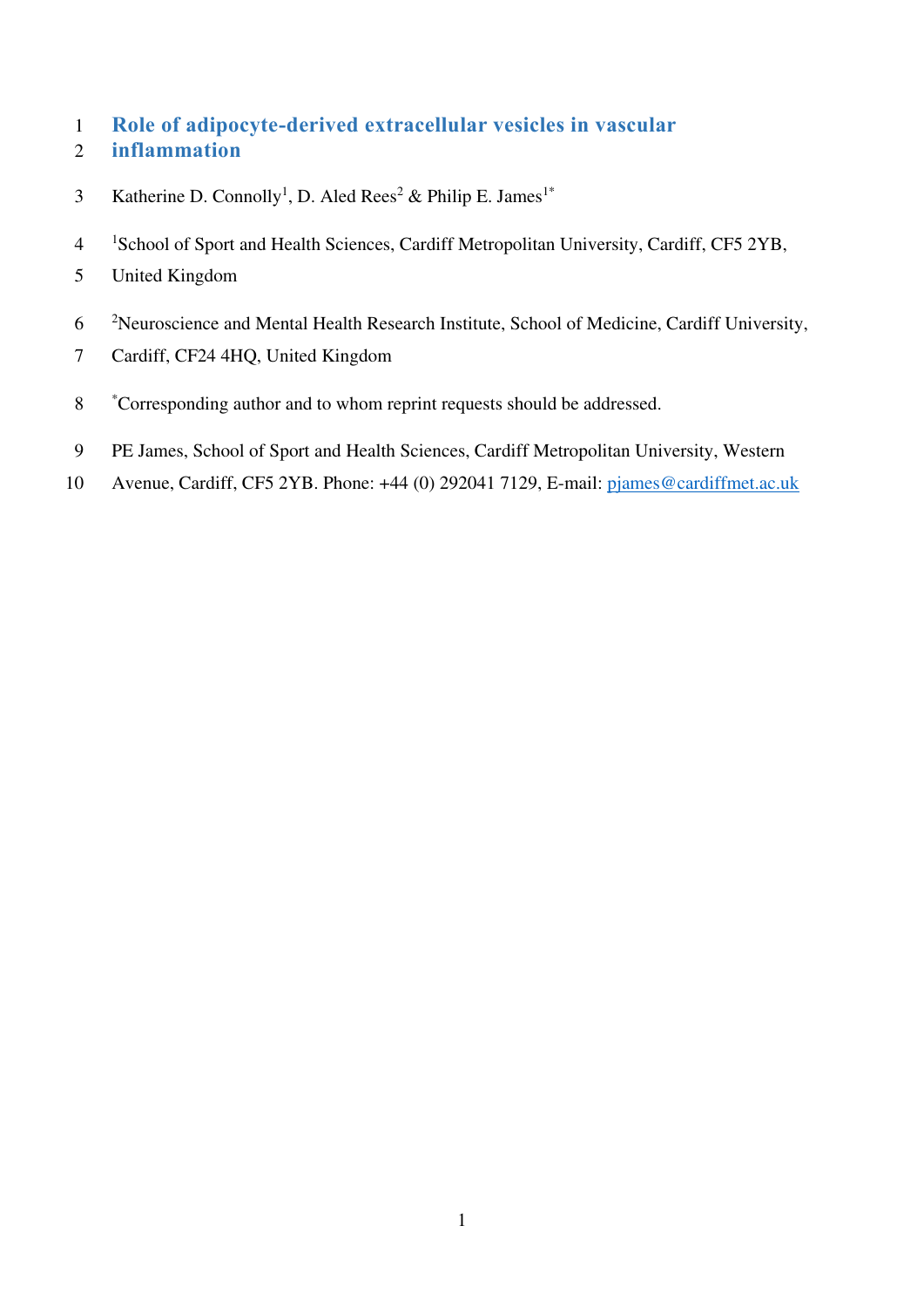# Role of adipocyte-derived extracellular vesicles in vascular inflammation

Katherine D. Connolly[1], D. Aled Rees[2] & Philip E. James[1*]

[1]School of Sport and Health Sciences, Cardiff Metropolitan University, Cardiff, CF5 2YB, United Kingdom

[2]Neuroscience and Mental Health Research Institute, School of Medicine, Cardiff University, Cardiff, CF24 4HQ, United Kingdom

[*]Corresponding author and to whom reprint requests should be addressed.

PE James, School of Sport and Health Sciences, Cardiff Metropolitan University, Western Avenue, Cardiff, CF5 2YB. Phone: +44 (0) 292041 7129, E-mail: pjames@cardiffmet.ac.uk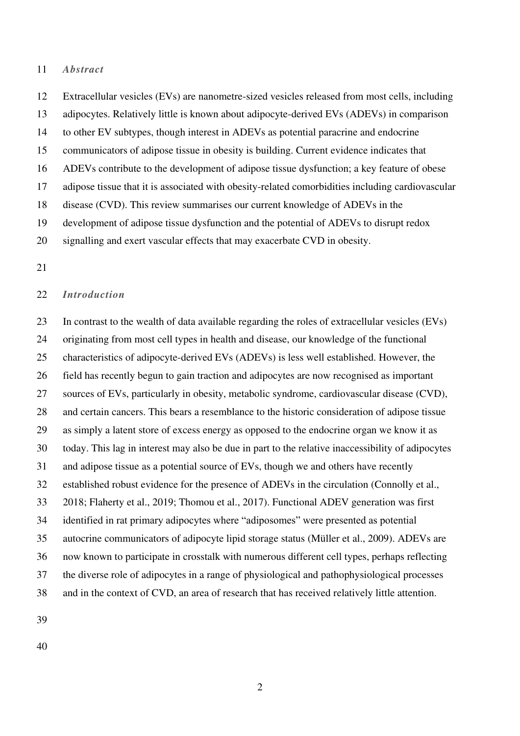## *Abstract*

Extracellular vesicles (EVs) are nanometre-sized vesicles released from most cells, including adipocytes. Relatively little is known about adipocyte-derived EVs (ADEVs) in comparison to other EV subtypes, though interest in ADEVs as potential paracrine and endocrine communicators of adipose tissue in obesity is building. Current evidence indicates that ADEVs contribute to the development of adipose tissue dysfunction; a key feature of obese adipose tissue that it is associated with obesity-related comorbidities including cardiovascular disease (CVD). This review summarises our current knowledge of ADEVs in the development of adipose tissue dysfunction and the potential of ADEVs to disrupt redox signalling and exert vascular effects that may exacerbate CVD in obesity.

## *Introduction*

In contrast to the wealth of data available regarding the roles of extracellular vesicles (EVs) originating from most cell types in health and disease, our knowledge of the functional characteristics of adipocyte-derived EVs (ADEVs) is less well established. However, the field has recently begun to gain traction and adipocytes are now recognised as important sources of EVs, particularly in obesity, metabolic syndrome, cardiovascular disease (CVD), and certain cancers. This bears a resemblance to the historic consideration of adipose tissue as simply a latent store of excess energy as opposed to the endocrine organ we know it as today. This lag in interest may also be due in part to the relative inaccessibility of adipocytes and adipose tissue as a potential source of EVs, though we and others have recently established robust evidence for the presence of ADEVs in the circulation (Connolly et al., 2018; Flaherty et al., 2019; Thomou et al., 2017). Functional ADEV generation was first identified in rat primary adipocytes where "adiposomes" were presented as potential autocrine communicators of adipocyte lipid storage status (Müller et al., 2009). ADEVs are now known to participate in crosstalk with numerous different cell types, perhaps reflecting the diverse role of adipocytes in a range of physiological and pathophysiological processes and in the context of CVD, an area of research that has received relatively little attention.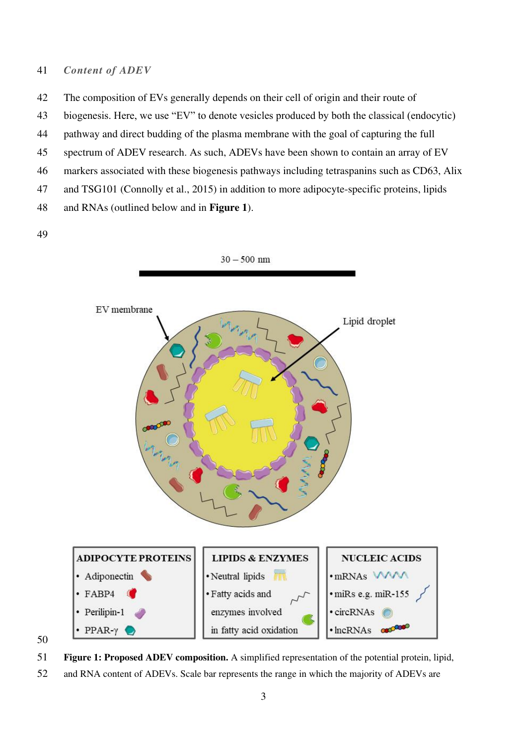*Content of ADEV*

The composition of EVs generally depends on their cell of origin and their route of biogenesis. Here, we use "EV" to denote vesicles produced by both the classical (endocytic) pathway and direct budding of the plasma membrane with the goal of capturing the full spectrum of ADEV research. As such, ADEVs have been shown to contain an array of EV markers associated with these biogenesis pathways including tetraspanins such as CD63, Alix and TSG101 (Connolly et al., 2015) in addition to more adipocyte-specific proteins, lipids and RNAs (outlined below and in **Figure 1**).

**Figure 1: Proposed ADEV composition.** A simplified representation of the potential protein, lipid, and RNA content of ADEVs. Scale bar represents the range in which the majority of ADEVs are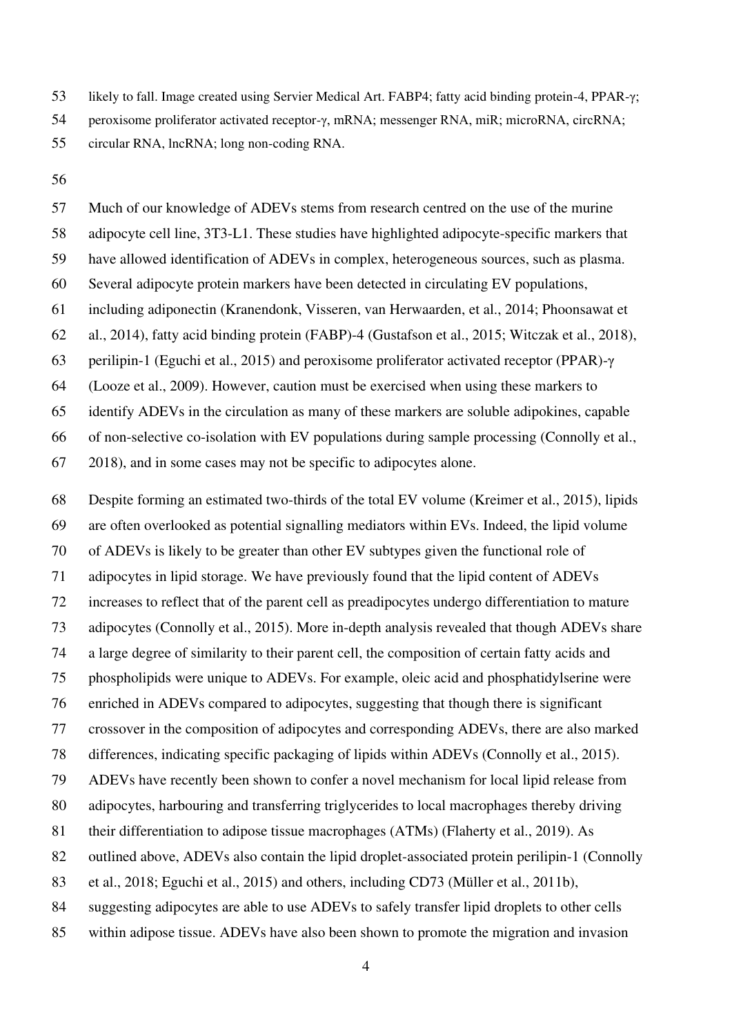likely to fall. Image created using Servier Medical Art. FABP4; fatty acid binding protein-4, PPAR-γ; peroxisome proliferator activated receptor-γ, mRNA; messenger RNA, miR; microRNA, circRNA; circular RNA, lncRNA; long non-coding RNA.

Much of our knowledge of ADEVs stems from research centred on the use of the murine adipocyte cell line, 3T3-L1. These studies have highlighted adipocyte-specific markers that have allowed identification of ADEVs in complex, heterogeneous sources, such as plasma. Several adipocyte protein markers have been detected in circulating EV populations, including adiponectin (Kranendonk, Visseren, van Herwaarden, et al., 2014; Phoonsawat et al., 2014), fatty acid binding protein (FABP)-4 (Gustafson et al., 2015; Witczak et al., 2018), perilipin-1 (Eguchi et al., 2015) and peroxisome proliferator activated receptor (PPAR)-γ (Looze et al., 2009). However, caution must be exercised when using these markers to identify ADEVs in the circulation as many of these markers are soluble adipokines, capable of non-selective co-isolation with EV populations during sample processing (Connolly et al., 2018), and in some cases may not be specific to adipocytes alone.

Despite forming an estimated two-thirds of the total EV volume (Kreimer et al., 2015), lipids are often overlooked as potential signalling mediators within EVs. Indeed, the lipid volume of ADEVs is likely to be greater than other EV subtypes given the functional role of adipocytes in lipid storage. We have previously found that the lipid content of ADEVs increases to reflect that of the parent cell as preadipocytes undergo differentiation to mature adipocytes (Connolly et al., 2015). More in-depth analysis revealed that though ADEVs share a large degree of similarity to their parent cell, the composition of certain fatty acids and phospholipids were unique to ADEVs. For example, oleic acid and phosphatidylserine were enriched in ADEVs compared to adipocytes, suggesting that though there is significant crossover in the composition of adipocytes and corresponding ADEVs, there are also marked differences, indicating specific packaging of lipids within ADEVs (Connolly et al., 2015). ADEVs have recently been shown to confer a novel mechanism for local lipid release from adipocytes, harbouring and transferring triglycerides to local macrophages thereby driving their differentiation to adipose tissue macrophages (ATMs) (Flaherty et al., 2019). As outlined above, ADEVs also contain the lipid droplet-associated protein perilipin-1 (Connolly et al., 2018; Eguchi et al., 2015) and others, including CD73 (Müller et al., 2011b), suggesting adipocytes are able to use ADEVs to safely transfer lipid droplets to other cells within adipose tissue. ADEVs have also been shown to promote the migration and invasion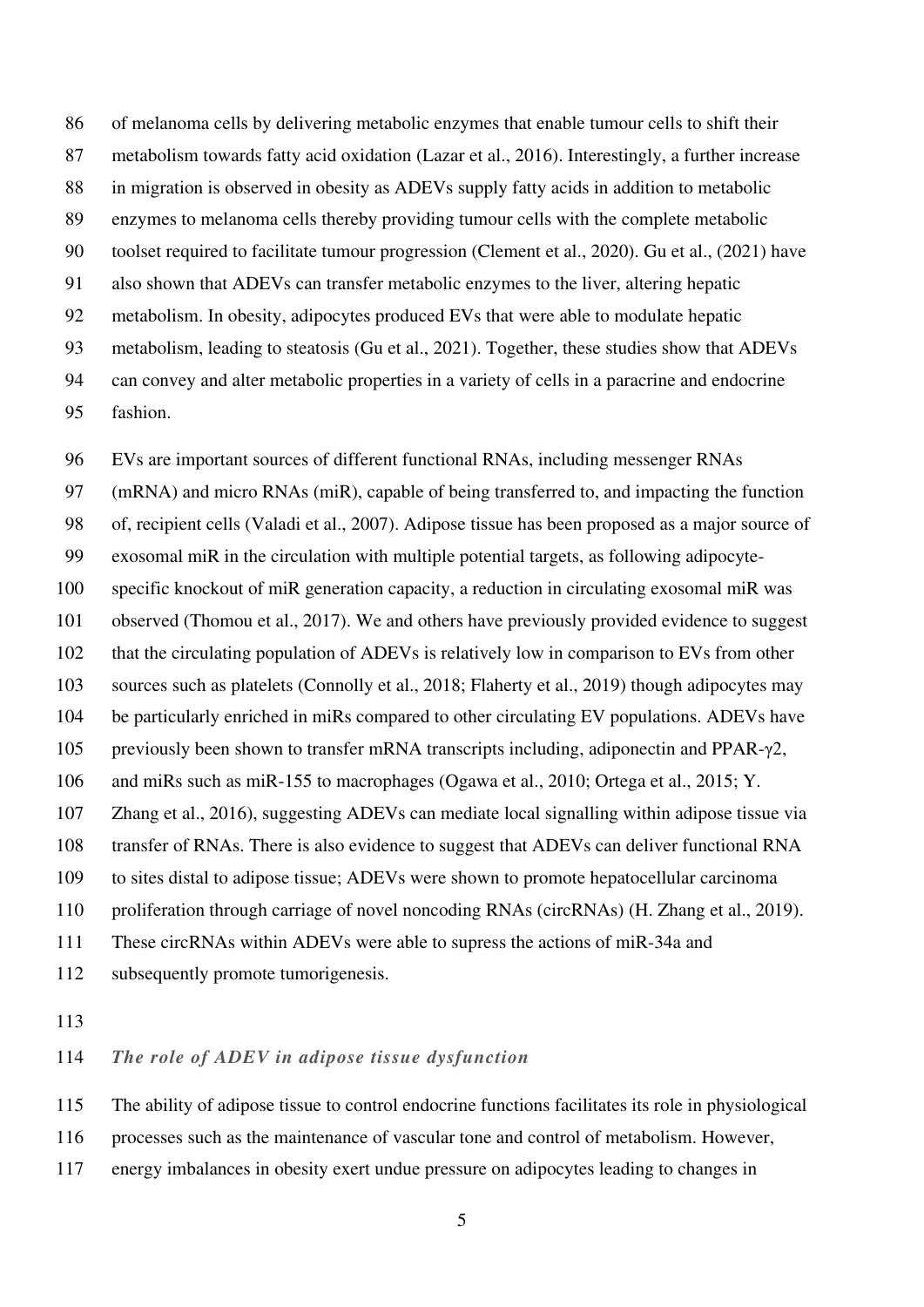of melanoma cells by delivering metabolic enzymes that enable tumour cells to shift their metabolism towards fatty acid oxidation (Lazar et al., 2016). Interestingly, a further increase in migration is observed in obesity as ADEVs supply fatty acids in addition to metabolic enzymes to melanoma cells thereby providing tumour cells with the complete metabolic toolset required to facilitate tumour progression (Clement et al., 2020). Gu et al., (2021) have also shown that ADEVs can transfer metabolic enzymes to the liver, altering hepatic metabolism. In obesity, adipocytes produced EVs that were able to modulate hepatic metabolism, leading to steatosis (Gu et al., 2021). Together, these studies show that ADEVs can convey and alter metabolic properties in a variety of cells in a paracrine and endocrine fashion.

EVs are important sources of different functional RNAs, including messenger RNAs (mRNA) and micro RNAs (miR), capable of being transferred to, and impacting the function of, recipient cells (Valadi et al., 2007). Adipose tissue has been proposed as a major source of exosomal miR in the circulation with multiple potential targets, as following adipocyte-specific knockout of miR generation capacity, a reduction in circulating exosomal miR was observed (Thomou et al., 2017). We and others have previously provided evidence to suggest that the circulating population of ADEVs is relatively low in comparison to EVs from other sources such as platelets (Connolly et al., 2018; Flaherty et al., 2019) though adipocytes may be particularly enriched in miRs compared to other circulating EV populations. ADEVs have previously been shown to transfer mRNA transcripts including, adiponectin and PPAR-γ2, and miRs such as miR-155 to macrophages (Ogawa et al., 2010; Ortega et al., 2015; Y. Zhang et al., 2016), suggesting ADEVs can mediate local signalling within adipose tissue via transfer of RNAs. There is also evidence to suggest that ADEVs can deliver functional RNA to sites distal to adipose tissue; ADEVs were shown to promote hepatocellular carcinoma proliferation through carriage of novel noncoding RNAs (circRNAs) (H. Zhang et al., 2019). These circRNAs within ADEVs were able to supress the actions of miR-34a and subsequently promote tumorigenesis.

### *The role of ADEV in adipose tissue dysfunction*

The ability of adipose tissue to control endocrine functions facilitates its role in physiological processes such as the maintenance of vascular tone and control of metabolism. However, energy imbalances in obesity exert undue pressure on adipocytes leading to changes in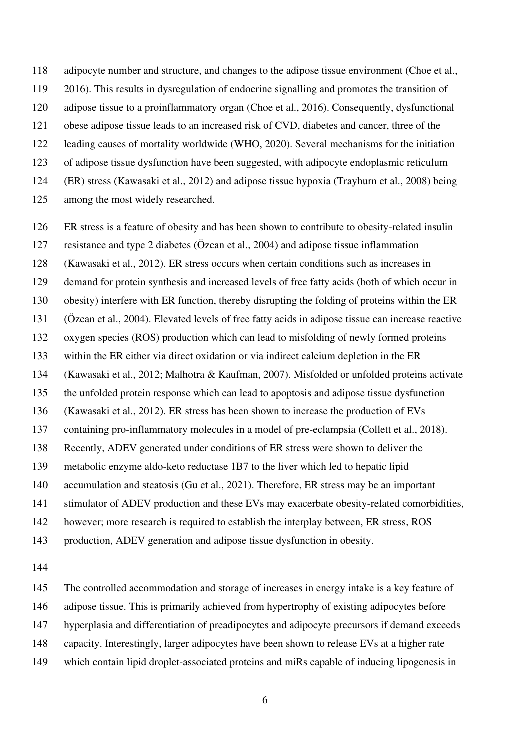adipocyte number and structure, and changes to the adipose tissue environment (Choe et al., 2016). This results in dysregulation of endocrine signalling and promotes the transition of adipose tissue to a proinflammatory organ (Choe et al., 2016). Consequently, dysfunctional obese adipose tissue leads to an increased risk of CVD, diabetes and cancer, three of the leading causes of mortality worldwide (WHO, 2020). Several mechanisms for the initiation of adipose tissue dysfunction have been suggested, with adipocyte endoplasmic reticulum (ER) stress (Kawasaki et al., 2012) and adipose tissue hypoxia (Trayhurn et al., 2008) being among the most widely researched.

ER stress is a feature of obesity and has been shown to contribute to obesity-related insulin resistance and type 2 diabetes (Özcan et al., 2004) and adipose tissue inflammation (Kawasaki et al., 2012). ER stress occurs when certain conditions such as increases in demand for protein synthesis and increased levels of free fatty acids (both of which occur in obesity) interfere with ER function, thereby disrupting the folding of proteins within the ER (Özcan et al., 2004). Elevated levels of free fatty acids in adipose tissue can increase reactive oxygen species (ROS) production which can lead to misfolding of newly formed proteins within the ER either via direct oxidation or via indirect calcium depletion in the ER (Kawasaki et al., 2012; Malhotra & Kaufman, 2007). Misfolded or unfolded proteins activate the unfolded protein response which can lead to apoptosis and adipose tissue dysfunction (Kawasaki et al., 2012). ER stress has been shown to increase the production of EVs containing pro-inflammatory molecules in a model of pre-eclampsia (Collett et al., 2018). Recently, ADEV generated under conditions of ER stress were shown to deliver the metabolic enzyme aldo-keto reductase 1B7 to the liver which led to hepatic lipid accumulation and steatosis (Gu et al., 2021). Therefore, ER stress may be an important stimulator of ADEV production and these EVs may exacerbate obesity-related comorbidities, however; more research is required to establish the interplay between, ER stress, ROS production, ADEV generation and adipose tissue dysfunction in obesity.

The controlled accommodation and storage of increases in energy intake is a key feature of adipose tissue. This is primarily achieved from hypertrophy of existing adipocytes before hyperplasia and differentiation of preadipocytes and adipocyte precursors if demand exceeds capacity. Interestingly, larger adipocytes have been shown to release EVs at a higher rate which contain lipid droplet-associated proteins and miRs capable of inducing lipogenesis in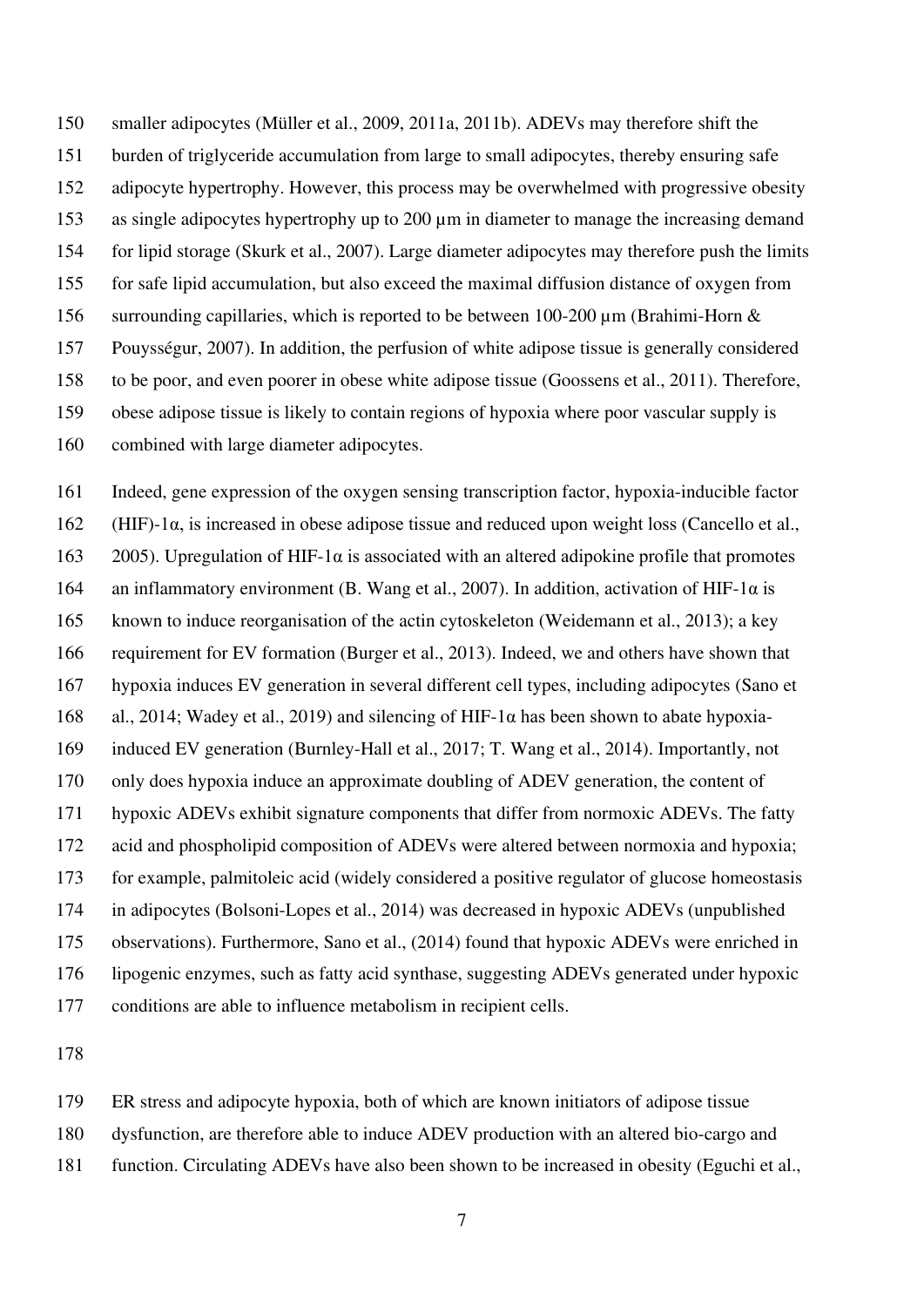smaller adipocytes (Müller et al., 2009, 2011a, 2011b). ADEVs may therefore shift the burden of triglyceride accumulation from large to small adipocytes, thereby ensuring safe adipocyte hypertrophy. However, this process may be overwhelmed with progressive obesity as single adipocytes hypertrophy up to 200 µm in diameter to manage the increasing demand for lipid storage (Skurk et al., 2007). Large diameter adipocytes may therefore push the limits for safe lipid accumulation, but also exceed the maximal diffusion distance of oxygen from surrounding capillaries, which is reported to be between 100-200 µm (Brahimi-Horn & Pouysségur, 2007). In addition, the perfusion of white adipose tissue is generally considered to be poor, and even poorer in obese white adipose tissue (Goossens et al., 2011). Therefore, obese adipose tissue is likely to contain regions of hypoxia where poor vascular supply is combined with large diameter adipocytes.

Indeed, gene expression of the oxygen sensing transcription factor, hypoxia-inducible factor (HIF)-1α, is increased in obese adipose tissue and reduced upon weight loss (Cancello et al., 2005). Upregulation of HIF-1α is associated with an altered adipokine profile that promotes an inflammatory environment (B. Wang et al., 2007). In addition, activation of HIF-1α is known to induce reorganisation of the actin cytoskeleton (Weidemann et al., 2013); a key requirement for EV formation (Burger et al., 2013). Indeed, we and others have shown that hypoxia induces EV generation in several different cell types, including adipocytes (Sano et al., 2014; Wadey et al., 2019) and silencing of HIF-1α has been shown to abate hypoxia-induced EV generation (Burnley-Hall et al., 2017; T. Wang et al., 2014). Importantly, not only does hypoxia induce an approximate doubling of ADEV generation, the content of hypoxic ADEVs exhibit signature components that differ from normoxic ADEVs. The fatty acid and phospholipid composition of ADEVs were altered between normoxia and hypoxia; for example, palmitoleic acid (widely considered a positive regulator of glucose homeostasis in adipocytes (Bolsoni-Lopes et al., 2014) was decreased in hypoxic ADEVs (unpublished observations). Furthermore, Sano et al., (2014) found that hypoxic ADEVs were enriched in lipogenic enzymes, such as fatty acid synthase, suggesting ADEVs generated under hypoxic conditions are able to influence metabolism in recipient cells.

ER stress and adipocyte hypoxia, both of which are known initiators of adipose tissue dysfunction, are therefore able to induce ADEV production with an altered bio-cargo and function. Circulating ADEVs have also been shown to be increased in obesity (Eguchi et al.,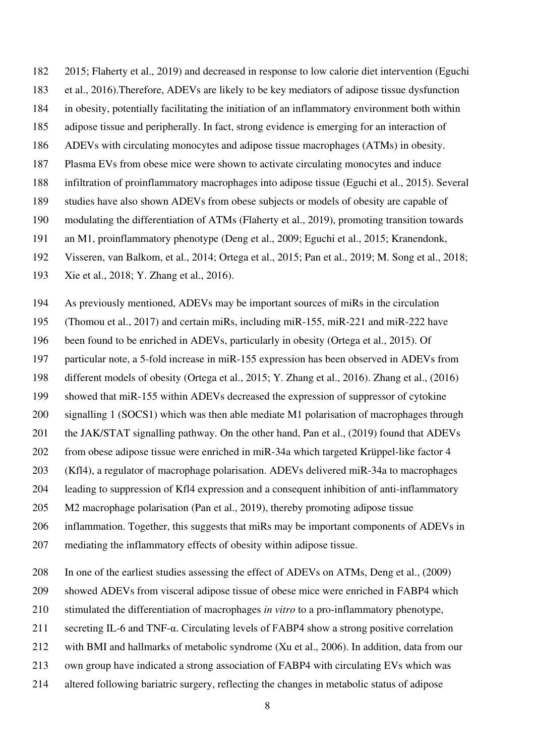2015; Flaherty et al., 2019) and decreased in response to low calorie diet intervention (Eguchi et al., 2016).Therefore, ADEVs are likely to be key mediators of adipose tissue dysfunction in obesity, potentially facilitating the initiation of an inflammatory environment both within adipose tissue and peripherally. In fact, strong evidence is emerging for an interaction of ADEVs with circulating monocytes and adipose tissue macrophages (ATMs) in obesity. Plasma EVs from obese mice were shown to activate circulating monocytes and induce infiltration of proinflammatory macrophages into adipose tissue (Eguchi et al., 2015). Several studies have also shown ADEVs from obese subjects or models of obesity are capable of modulating the differentiation of ATMs (Flaherty et al., 2019), promoting transition towards an M1, proinflammatory phenotype (Deng et al., 2009; Eguchi et al., 2015; Kranendonk, Visseren, van Balkom, et al., 2014; Ortega et al., 2015; Pan et al., 2019; M. Song et al., 2018; Xie et al., 2018; Y. Zhang et al., 2016).

As previously mentioned, ADEVs may be important sources of miRs in the circulation (Thomou et al., 2017) and certain miRs, including miR-155, miR-221 and miR-222 have been found to be enriched in ADEVs, particularly in obesity (Ortega et al., 2015). Of particular note, a 5-fold increase in miR-155 expression has been observed in ADEVs from different models of obesity (Ortega et al., 2015; Y. Zhang et al., 2016). Zhang et al., (2016) showed that miR-155 within ADEVs decreased the expression of suppressor of cytokine signalling 1 (SOCS1) which was then able mediate M1 polarisation of macrophages through the JAK/STAT signalling pathway. On the other hand, Pan et al., (2019) found that ADEVs from obese adipose tissue were enriched in miR-34a which targeted Krüppel-like factor 4 (Kfl4), a regulator of macrophage polarisation. ADEVs delivered miR-34a to macrophages leading to suppression of Kfl4 expression and a consequent inhibition of anti-inflammatory M2 macrophage polarisation (Pan et al., 2019), thereby promoting adipose tissue inflammation. Together, this suggests that miRs may be important components of ADEVs in mediating the inflammatory effects of obesity within adipose tissue.

In one of the earliest studies assessing the effect of ADEVs on ATMs, Deng et al., (2009) showed ADEVs from visceral adipose tissue of obese mice were enriched in FABP4 which stimulated the differentiation of macrophages *in vitro* to a pro-inflammatory phenotype, secreting IL-6 and TNF-α. Circulating levels of FABP4 show a strong positive correlation with BMI and hallmarks of metabolic syndrome (Xu et al., 2006). In addition, data from our own group have indicated a strong association of FABP4 with circulating EVs which was altered following bariatric surgery, reflecting the changes in metabolic status of adipose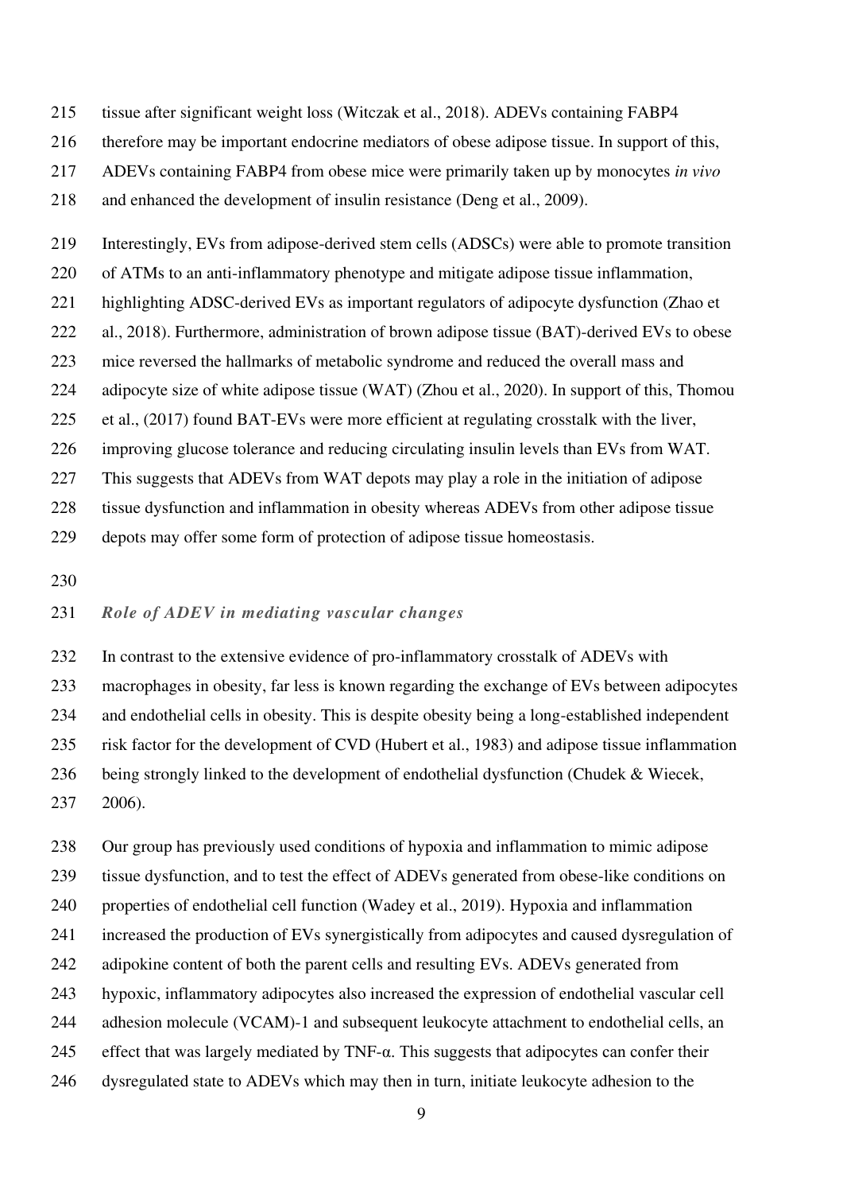tissue after significant weight loss (Witczak et al., 2018). ADEVs containing FABP4 therefore may be important endocrine mediators of obese adipose tissue. In support of this, ADEVs containing FABP4 from obese mice were primarily taken up by monocytes *in vivo* and enhanced the development of insulin resistance (Deng et al., 2009).

Interestingly, EVs from adipose-derived stem cells (ADSCs) were able to promote transition of ATMs to an anti-inflammatory phenotype and mitigate adipose tissue inflammation, highlighting ADSC-derived EVs as important regulators of adipocyte dysfunction (Zhao et al., 2018). Furthermore, administration of brown adipose tissue (BAT)-derived EVs to obese mice reversed the hallmarks of metabolic syndrome and reduced the overall mass and adipocyte size of white adipose tissue (WAT) (Zhou et al., 2020). In support of this, Thomou et al., (2017) found BAT-EVs were more efficient at regulating crosstalk with the liver, improving glucose tolerance and reducing circulating insulin levels than EVs from WAT. This suggests that ADEVs from WAT depots may play a role in the initiation of adipose tissue dysfunction and inflammation in obesity whereas ADEVs from other adipose tissue depots may offer some form of protection of adipose tissue homeostasis.

### *Role of ADEV in mediating vascular changes*

In contrast to the extensive evidence of pro-inflammatory crosstalk of ADEVs with macrophages in obesity, far less is known regarding the exchange of EVs between adipocytes and endothelial cells in obesity. This is despite obesity being a long-established independent risk factor for the development of CVD (Hubert et al., 1983) and adipose tissue inflammation being strongly linked to the development of endothelial dysfunction (Chudek & Wiecek, 2006).

Our group has previously used conditions of hypoxia and inflammation to mimic adipose tissue dysfunction, and to test the effect of ADEVs generated from obese-like conditions on properties of endothelial cell function (Wadey et al., 2019). Hypoxia and inflammation increased the production of EVs synergistically from adipocytes and caused dysregulation of adipokine content of both the parent cells and resulting EVs. ADEVs generated from hypoxic, inflammatory adipocytes also increased the expression of endothelial vascular cell adhesion molecule (VCAM)-1 and subsequent leukocyte attachment to endothelial cells, an effect that was largely mediated by TNF-α. This suggests that adipocytes can confer their dysregulated state to ADEVs which may then in turn, initiate leukocyte adhesion to the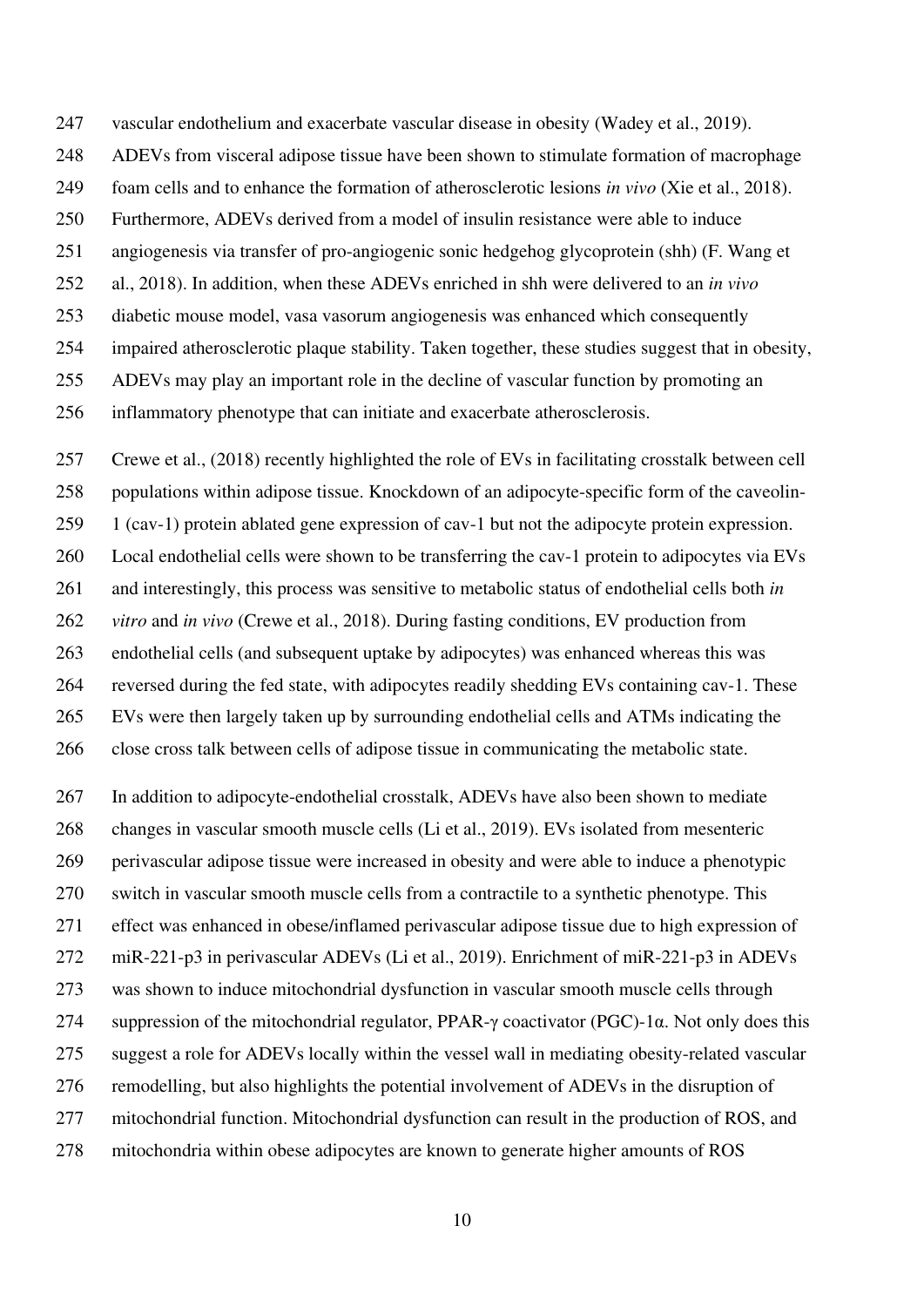vascular endothelium and exacerbate vascular disease in obesity (Wadey et al., 2019). ADEVs from visceral adipose tissue have been shown to stimulate formation of macrophage foam cells and to enhance the formation of atherosclerotic lesions *in vivo* (Xie et al., 2018). Furthermore, ADEVs derived from a model of insulin resistance were able to induce angiogenesis via transfer of pro-angiogenic sonic hedgehog glycoprotein (shh) (F. Wang et al., 2018). In addition, when these ADEVs enriched in shh were delivered to an *in vivo* diabetic mouse model, vasa vasorum angiogenesis was enhanced which consequently impaired atherosclerotic plaque stability. Taken together, these studies suggest that in obesity, ADEVs may play an important role in the decline of vascular function by promoting an inflammatory phenotype that can initiate and exacerbate atherosclerosis.

Crewe et al., (2018) recently highlighted the role of EVs in facilitating crosstalk between cell populations within adipose tissue. Knockdown of an adipocyte-specific form of the caveolin-1 (cav-1) protein ablated gene expression of cav-1 but not the adipocyte protein expression. Local endothelial cells were shown to be transferring the cav-1 protein to adipocytes via EVs and interestingly, this process was sensitive to metabolic status of endothelial cells both *in vitro* and *in vivo* (Crewe et al., 2018). During fasting conditions, EV production from endothelial cells (and subsequent uptake by adipocytes) was enhanced whereas this was reversed during the fed state, with adipocytes readily shedding EVs containing cav-1. These EVs were then largely taken up by surrounding endothelial cells and ATMs indicating the close cross talk between cells of adipose tissue in communicating the metabolic state.

In addition to adipocyte-endothelial crosstalk, ADEVs have also been shown to mediate changes in vascular smooth muscle cells (Li et al., 2019). EVs isolated from mesenteric perivascular adipose tissue were increased in obesity and were able to induce a phenotypic switch in vascular smooth muscle cells from a contractile to a synthetic phenotype. This effect was enhanced in obese/inflamed perivascular adipose tissue due to high expression of miR-221-p3 in perivascular ADEVs (Li et al., 2019). Enrichment of miR-221-p3 in ADEVs was shown to induce mitochondrial dysfunction in vascular smooth muscle cells through suppression of the mitochondrial regulator, PPAR-γ coactivator (PGC)-1α. Not only does this suggest a role for ADEVs locally within the vessel wall in mediating obesity-related vascular remodelling, but also highlights the potential involvement of ADEVs in the disruption of mitochondrial function. Mitochondrial dysfunction can result in the production of ROS, and mitochondria within obese adipocytes are known to generate higher amounts of ROS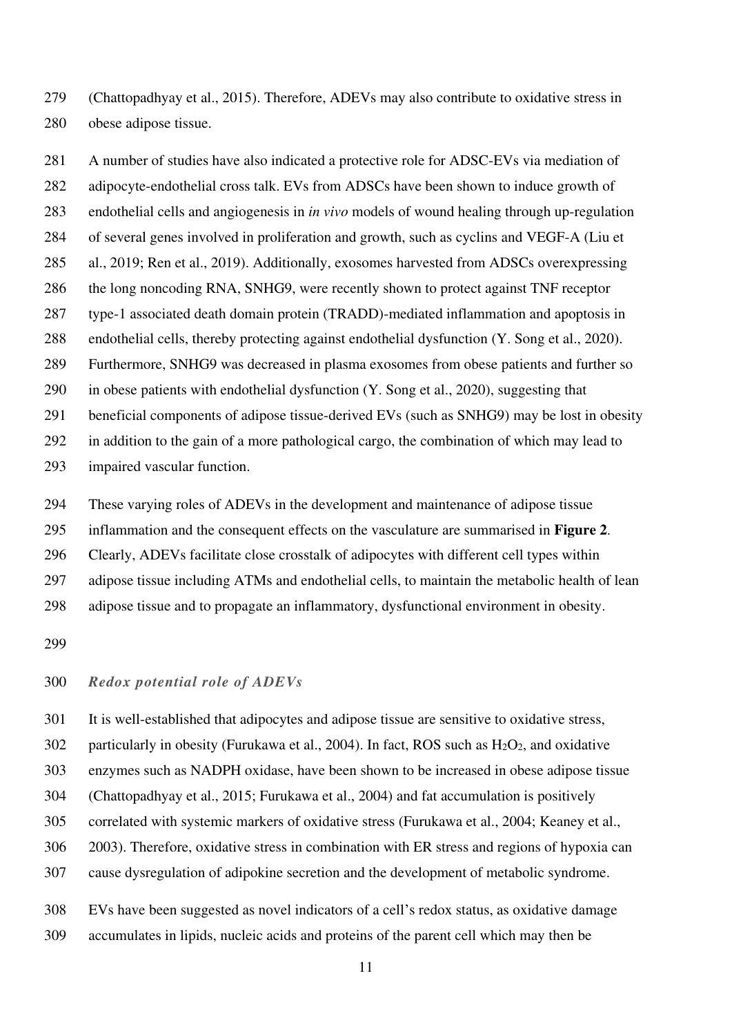(Chattopadhyay et al., 2015). Therefore, ADEVs may also contribute to oxidative stress in obese adipose tissue.

A number of studies have also indicated a protective role for ADSC-EVs via mediation of adipocyte-endothelial cross talk. EVs from ADSCs have been shown to induce growth of endothelial cells and angiogenesis in *in vivo* models of wound healing through up-regulation of several genes involved in proliferation and growth, such as cyclins and VEGF-A (Liu et al., 2019; Ren et al., 2019). Additionally, exosomes harvested from ADSCs overexpressing the long noncoding RNA, SNHG9, were recently shown to protect against TNF receptor type-1 associated death domain protein (TRADD)-mediated inflammation and apoptosis in endothelial cells, thereby protecting against endothelial dysfunction (Y. Song et al., 2020). Furthermore, SNHG9 was decreased in plasma exosomes from obese patients and further so in obese patients with endothelial dysfunction (Y. Song et al., 2020), suggesting that beneficial components of adipose tissue-derived EVs (such as SNHG9) may be lost in obesity in addition to the gain of a more pathological cargo, the combination of which may lead to impaired vascular function.

These varying roles of ADEVs in the development and maintenance of adipose tissue inflammation and the consequent effects on the vasculature are summarised in **Figure 2**. Clearly, ADEVs facilitate close crosstalk of adipocytes with different cell types within adipose tissue including ATMs and endothelial cells, to maintain the metabolic health of lean adipose tissue and to propagate an inflammatory, dysfunctional environment in obesity.

### *Redox potential role of ADEVs*

It is well-established that adipocytes and adipose tissue are sensitive to oxidative stress, particularly in obesity (Furukawa et al., 2004). In fact, ROS such as $H_2O_2$, and oxidative enzymes such as NADPH oxidase, have been shown to be increased in obese adipose tissue (Chattopadhyay et al., 2015; Furukawa et al., 2004) and fat accumulation is positively correlated with systemic markers of oxidative stress (Furukawa et al., 2004; Keaney et al., 2003). Therefore, oxidative stress in combination with ER stress and regions of hypoxia can cause dysregulation of adipokine secretion and the development of metabolic syndrome.

EVs have been suggested as novel indicators of a cell's redox status, as oxidative damage accumulates in lipids, nucleic acids and proteins of the parent cell which may then be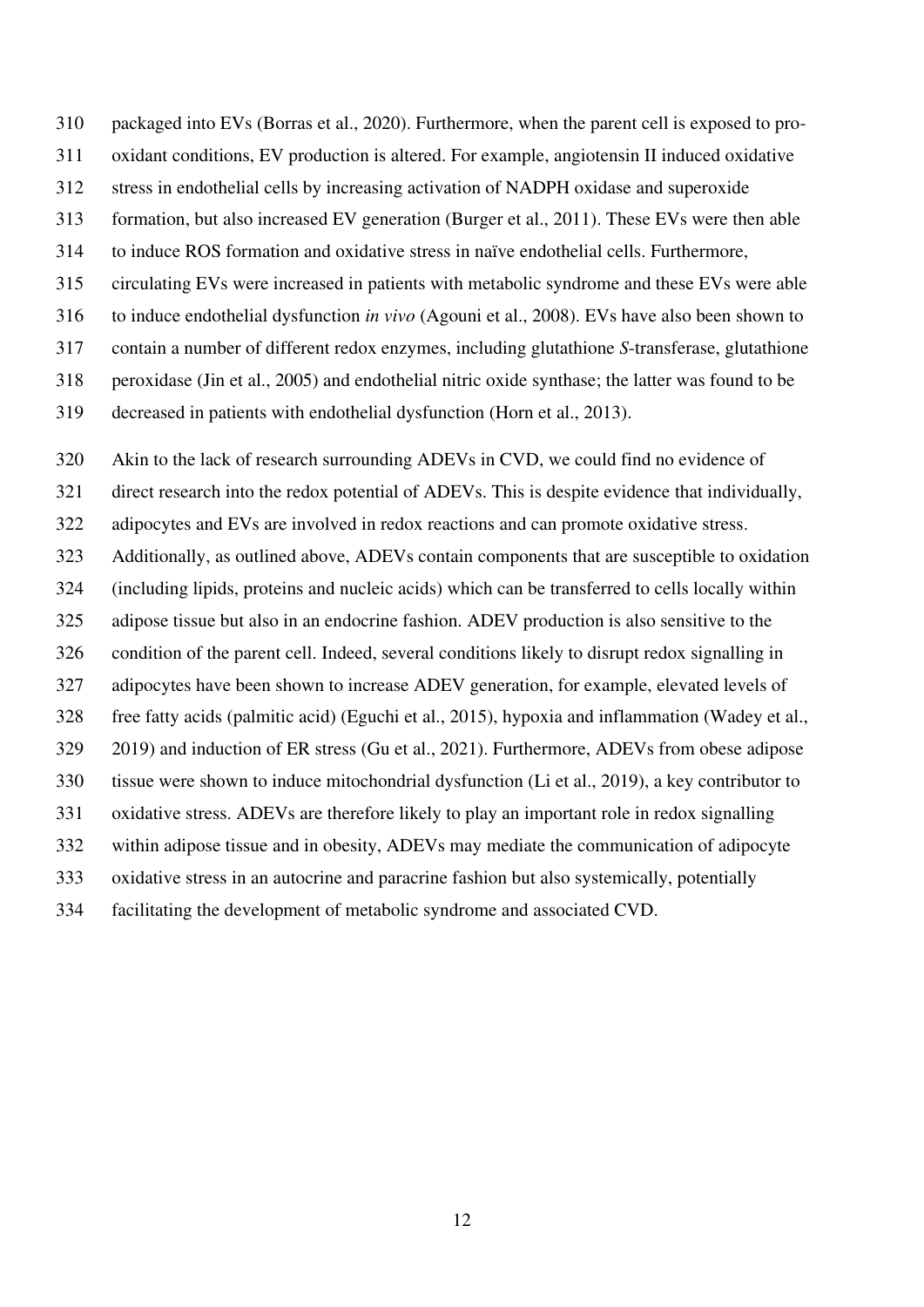packaged into EVs (Borras et al., 2020). Furthermore, when the parent cell is exposed to pro-oxidant conditions, EV production is altered. For example, angiotensin II induced oxidative stress in endothelial cells by increasing activation of NADPH oxidase and superoxide formation, but also increased EV generation (Burger et al., 2011). These EVs were then able to induce ROS formation and oxidative stress in naïve endothelial cells. Furthermore, circulating EVs were increased in patients with metabolic syndrome and these EVs were able to induce endothelial dysfunction *in vivo* (Agouni et al., 2008). EVs have also been shown to contain a number of different redox enzymes, including glutathione *S*-transferase, glutathione peroxidase (Jin et al., 2005) and endothelial nitric oxide synthase; the latter was found to be decreased in patients with endothelial dysfunction (Horn et al., 2013).

Akin to the lack of research surrounding ADEVs in CVD, we could find no evidence of direct research into the redox potential of ADEVs. This is despite evidence that individually, adipocytes and EVs are involved in redox reactions and can promote oxidative stress. Additionally, as outlined above, ADEVs contain components that are susceptible to oxidation (including lipids, proteins and nucleic acids) which can be transferred to cells locally within adipose tissue but also in an endocrine fashion. ADEV production is also sensitive to the condition of the parent cell. Indeed, several conditions likely to disrupt redox signalling in adipocytes have been shown to increase ADEV generation, for example, elevated levels of free fatty acids (palmitic acid) (Eguchi et al., 2015), hypoxia and inflammation (Wadey et al., 2019) and induction of ER stress (Gu et al., 2021). Furthermore, ADEVs from obese adipose tissue were shown to induce mitochondrial dysfunction (Li et al., 2019), a key contributor to oxidative stress. ADEVs are therefore likely to play an important role in redox signalling within adipose tissue and in obesity, ADEVs may mediate the communication of adipocyte oxidative stress in an autocrine and paracrine fashion but also systemically, potentially facilitating the development of metabolic syndrome and associated CVD.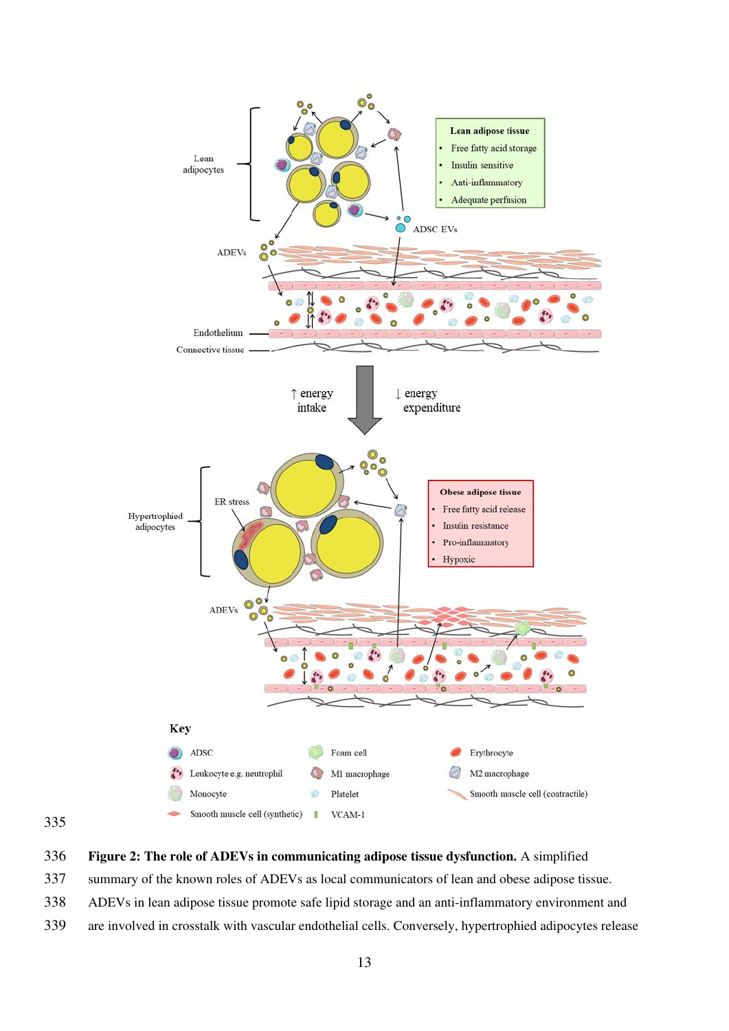**Figure 2: The role of ADEVs in communicating adipose tissue dysfunction.** A simplified summary of the known roles of ADEVs as local communicators of lean and obese adipose tissue. ADEVs in lean adipose tissue promote safe lipid storage and an anti-inflammatory environment and are involved in crosstalk with vascular endothelial cells. Conversely, hypertrophied adipocytes release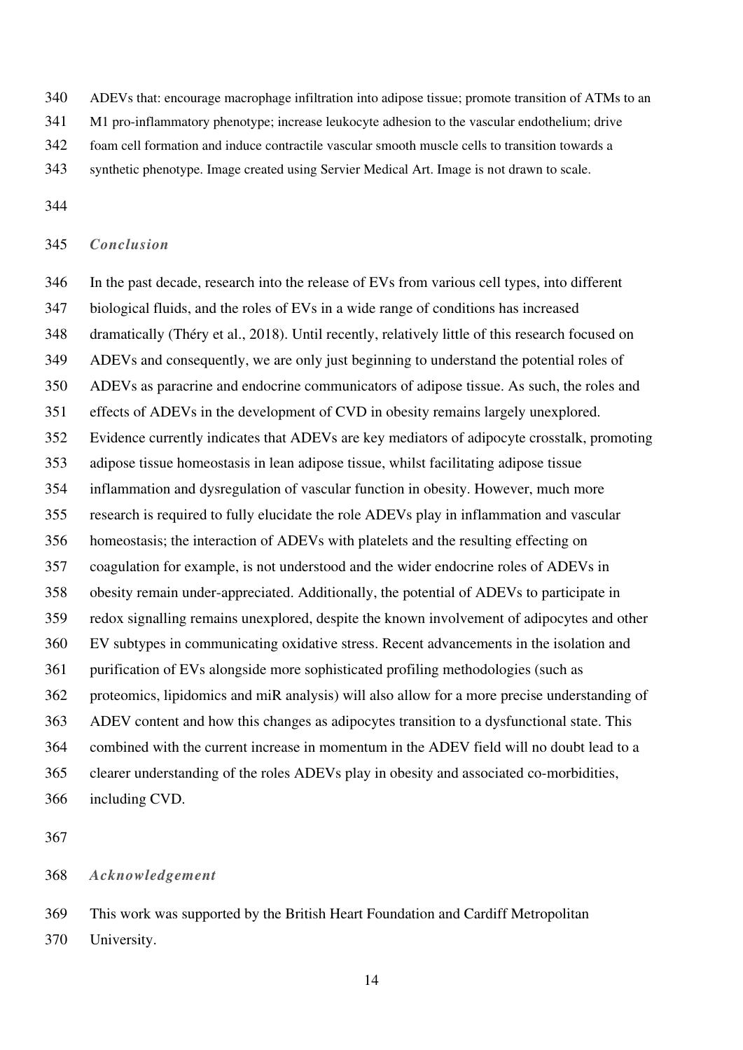ADEVs that: encourage macrophage infiltration into adipose tissue; promote transition of ATMs to an M1 pro-inflammatory phenotype; increase leukocyte adhesion to the vascular endothelium; drive foam cell formation and induce contractile vascular smooth muscle cells to transition towards a synthetic phenotype. Image created using Servier Medical Art. Image is not drawn to scale.

## *Conclusion*

In the past decade, research into the release of EVs from various cell types, into different biological fluids, and the roles of EVs in a wide range of conditions has increased dramatically (Théry et al., 2018). Until recently, relatively little of this research focused on ADEVs and consequently, we are only just beginning to understand the potential roles of ADEVs as paracrine and endocrine communicators of adipose tissue. As such, the roles and effects of ADEVs in the development of CVD in obesity remains largely unexplored. Evidence currently indicates that ADEVs are key mediators of adipocyte crosstalk, promoting adipose tissue homeostasis in lean adipose tissue, whilst facilitating adipose tissue inflammation and dysregulation of vascular function in obesity. However, much more research is required to fully elucidate the role ADEVs play in inflammation and vascular homeostasis; the interaction of ADEVs with platelets and the resulting effecting on coagulation for example, is not understood and the wider endocrine roles of ADEVs in obesity remain under-appreciated. Additionally, the potential of ADEVs to participate in redox signalling remains unexplored, despite the known involvement of adipocytes and other EV subtypes in communicating oxidative stress. Recent advancements in the isolation and purification of EVs alongside more sophisticated profiling methodologies (such as proteomics, lipidomics and miR analysis) will also allow for a more precise understanding of ADEV content and how this changes as adipocytes transition to a dysfunctional state. This combined with the current increase in momentum in the ADEV field will no doubt lead to a clearer understanding of the roles ADEVs play in obesity and associated co-morbidities, including CVD.

## *Acknowledgement*

This work was supported by the British Heart Foundation and Cardiff Metropolitan University.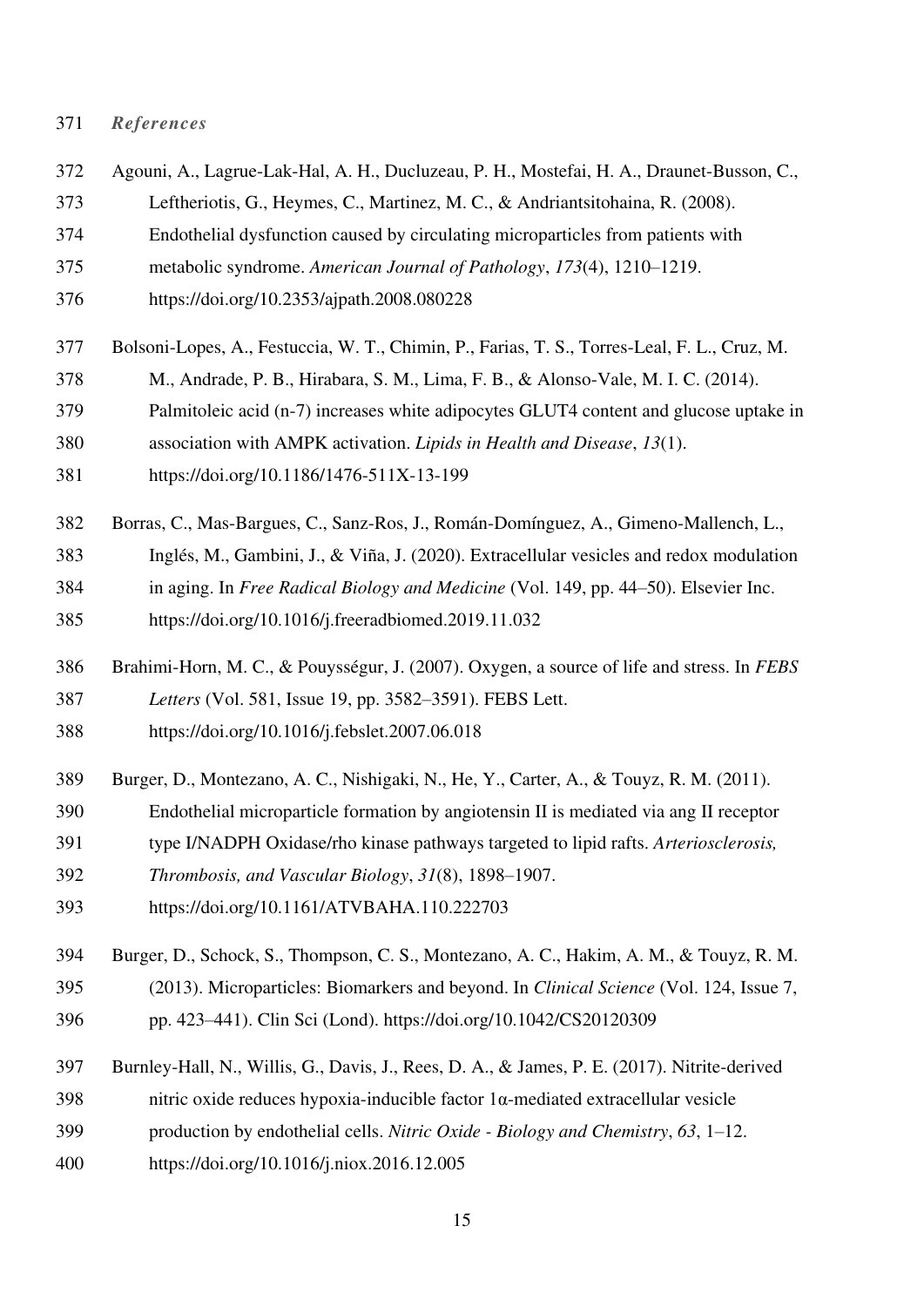*References*

Agouni, A., Lagrue-Lak-Hal, A. H., Ducluzeau, P. H., Mostefai, H. A., Draunet-Busson, C., Leftheriotis, G., Heymes, C., Martinez, M. C., & Andriantsitohaina, R. (2008). Endothelial dysfunction caused by circulating microparticles from patients with metabolic syndrome. *American Journal of Pathology*, *173*(4), 1210–1219. https://doi.org/10.2353/ajpath.2008.080228

Bolsoni-Lopes, A., Festuccia, W. T., Chimin, P., Farias, T. S., Torres-Leal, F. L., Cruz, M. M., Andrade, P. B., Hirabara, S. M., Lima, F. B., & Alonso-Vale, M. I. C. (2014). Palmitoleic acid (n-7) increases white adipocytes GLUT4 content and glucose uptake in association with AMPK activation. *Lipids in Health and Disease*, *13*(1). https://doi.org/10.1186/1476-511X-13-199

Borras, C., Mas-Bargues, C., Sanz-Ros, J., Román-Domínguez, A., Gimeno-Mallench, L., Inglés, M., Gambini, J., & Viña, J. (2020). Extracellular vesicles and redox modulation in aging. In *Free Radical Biology and Medicine* (Vol. 149, pp. 44–50). Elsevier Inc. https://doi.org/10.1016/j.freeradbiomed.2019.11.032

Brahimi-Horn, M. C., & Pouysségur, J. (2007). Oxygen, a source of life and stress. In *FEBS Letters* (Vol. 581, Issue 19, pp. 3582–3591). FEBS Lett. https://doi.org/10.1016/j.febslet.2007.06.018

Burger, D., Montezano, A. C., Nishigaki, N., He, Y., Carter, A., & Touyz, R. M. (2011). Endothelial microparticle formation by angiotensin II is mediated via ang II receptor type I/NADPH Oxidase/rho kinase pathways targeted to lipid rafts. *Arteriosclerosis, Thrombosis, and Vascular Biology*, *31*(8), 1898–1907. https://doi.org/10.1161/ATVBAHA.110.222703

Burger, D., Schock, S., Thompson, C. S., Montezano, A. C., Hakim, A. M., & Touyz, R. M. (2013). Microparticles: Biomarkers and beyond. In *Clinical Science* (Vol. 124, Issue 7, pp. 423–441). Clin Sci (Lond). https://doi.org/10.1042/CS20120309

Burnley-Hall, N., Willis, G., Davis, J., Rees, D. A., & James, P. E. (2017). Nitrite-derived nitric oxide reduces hypoxia-inducible factor 1α-mediated extracellular vesicle production by endothelial cells. *Nitric Oxide - Biology and Chemistry*, *63*, 1–12. https://doi.org/10.1016/j.niox.2016.12.005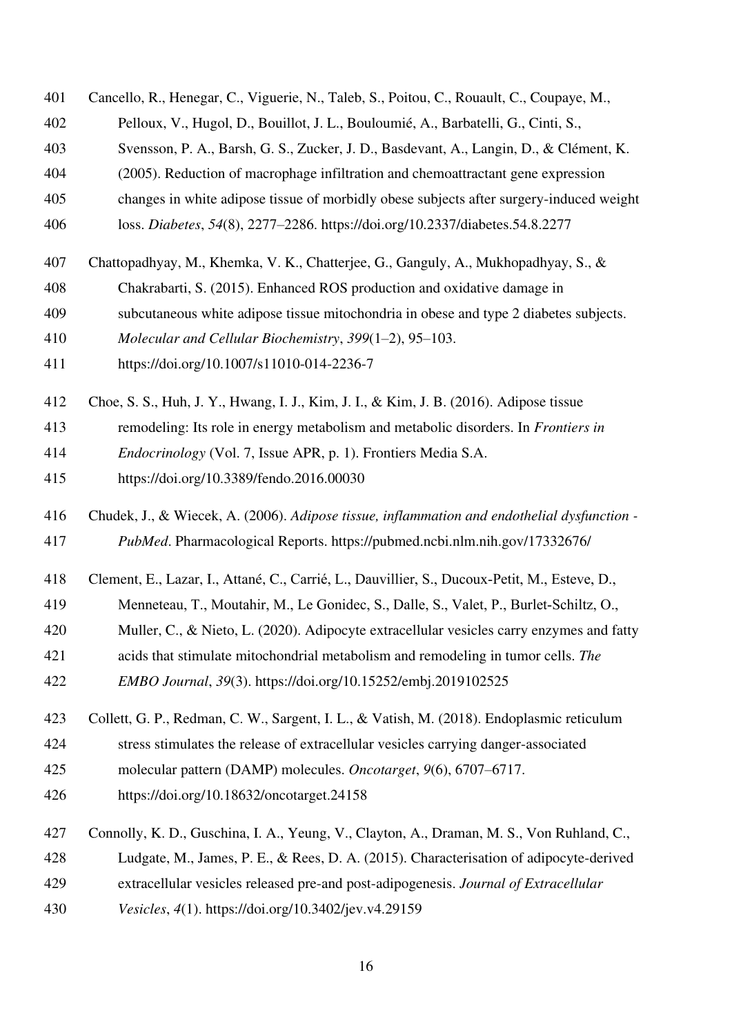Cancello, R., Henegar, C., Viguerie, N., Taleb, S., Poitou, C., Rouault, C., Coupaye, M., Pelloux, V., Hugol, D., Bouillot, J. L., Bouloumié, A., Barbatelli, G., Cinti, S., Svensson, P. A., Barsh, G. S., Zucker, J. D., Basdevant, A., Langin, D., & Clément, K. (2005). Reduction of macrophage infiltration and chemoattractant gene expression changes in white adipose tissue of morbidly obese subjects after surgery-induced weight loss. *Diabetes*, *54*(8), 2277–2286. https://doi.org/10.2337/diabetes.54.8.2277

Chattopadhyay, M., Khemka, V. K., Chatterjee, G., Ganguly, A., Mukhopadhyay, S., & Chakrabarti, S. (2015). Enhanced ROS production and oxidative damage in subcutaneous white adipose tissue mitochondria in obese and type 2 diabetes subjects. *Molecular and Cellular Biochemistry*, *399*(1–2), 95–103. https://doi.org/10.1007/s11010-014-2236-7

Choe, S. S., Huh, J. Y., Hwang, I. J., Kim, J. I., & Kim, J. B. (2016). Adipose tissue remodeling: Its role in energy metabolism and metabolic disorders. In *Frontiers in Endocrinology* (Vol. 7, Issue APR, p. 1). Frontiers Media S.A. https://doi.org/10.3389/fendo.2016.00030

Chudek, J., & Wiecek, A. (2006). *Adipose tissue, inflammation and endothelial dysfunction - PubMed*. Pharmacological Reports. https://pubmed.ncbi.nlm.nih.gov/17332676/

Clement, E., Lazar, I., Attané, C., Carrié, L., Dauvillier, S., Ducoux-Petit, M., Esteve, D., Menneteau, T., Moutahir, M., Le Gonidec, S., Dalle, S., Valet, P., Burlet-Schiltz, O., Muller, C., & Nieto, L. (2020). Adipocyte extracellular vesicles carry enzymes and fatty acids that stimulate mitochondrial metabolism and remodeling in tumor cells. *The EMBO Journal*, *39*(3). https://doi.org/10.15252/embj.2019102525

Collett, G. P., Redman, C. W., Sargent, I. L., & Vatish, M. (2018). Endoplasmic reticulum stress stimulates the release of extracellular vesicles carrying danger-associated molecular pattern (DAMP) molecules. *Oncotarget*, *9*(6), 6707–6717. https://doi.org/10.18632/oncotarget.24158

Connolly, K. D., Guschina, I. A., Yeung, V., Clayton, A., Draman, M. S., Von Ruhland, C., Ludgate, M., James, P. E., & Rees, D. A. (2015). Characterisation of adipocyte-derived extracellular vesicles released pre-and post-adipogenesis. *Journal of Extracellular Vesicles*, *4*(1). https://doi.org/10.3402/jev.v4.29159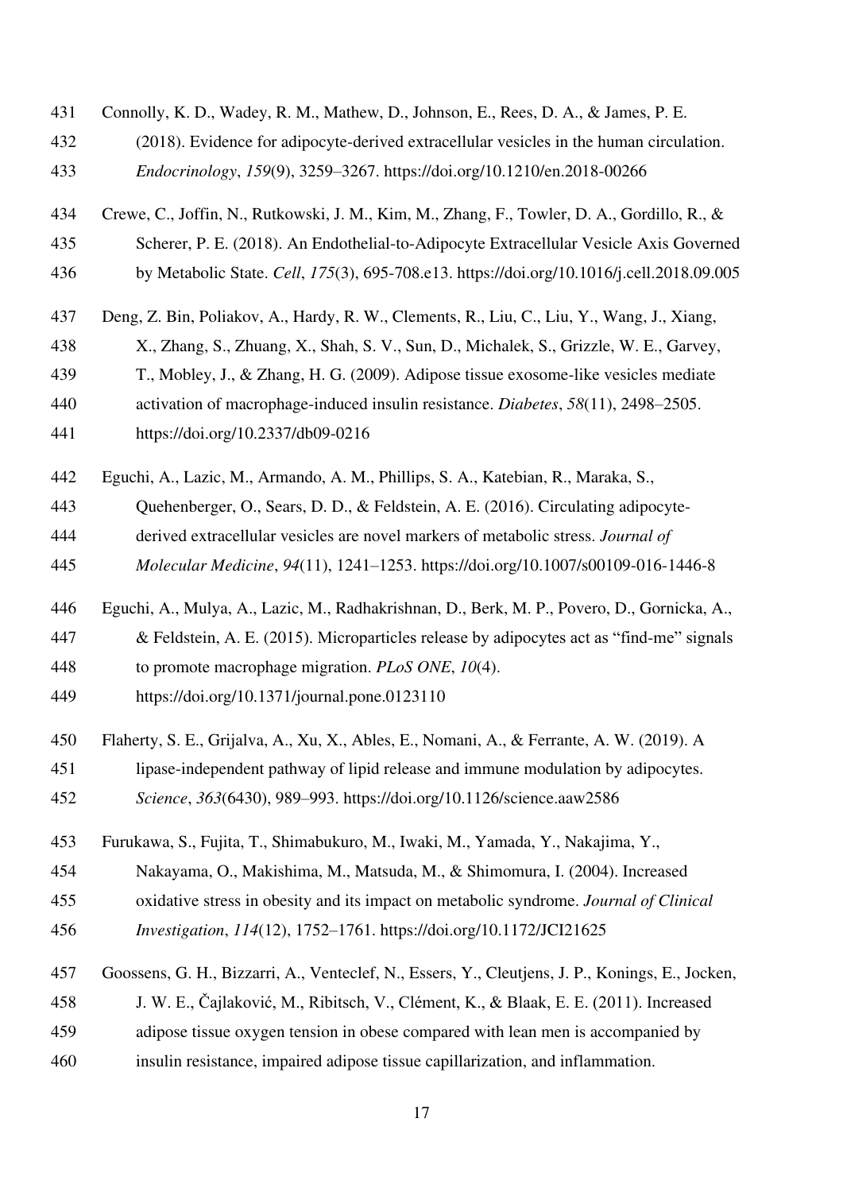Connolly, K. D., Wadey, R. M., Mathew, D., Johnson, E., Rees, D. A., & James, P. E. (2018). Evidence for adipocyte-derived extracellular vesicles in the human circulation. *Endocrinology*, *159*(9), 3259–3267. https://doi.org/10.1210/en.2018-00266

Crewe, C., Joffin, N., Rutkowski, J. M., Kim, M., Zhang, F., Towler, D. A., Gordillo, R., & Scherer, P. E. (2018). An Endothelial-to-Adipocyte Extracellular Vesicle Axis Governed by Metabolic State. *Cell*, *175*(3), 695-708.e13. https://doi.org/10.1016/j.cell.2018.09.005

Deng, Z. Bin, Poliakov, A., Hardy, R. W., Clements, R., Liu, C., Liu, Y., Wang, J., Xiang, X., Zhang, S., Zhuang, X., Shah, S. V., Sun, D., Michalek, S., Grizzle, W. E., Garvey, T., Mobley, J., & Zhang, H. G. (2009). Adipose tissue exosome-like vesicles mediate activation of macrophage-induced insulin resistance. *Diabetes*, *58*(11), 2498–2505. https://doi.org/10.2337/db09-0216

Eguchi, A., Lazic, M., Armando, A. M., Phillips, S. A., Katebian, R., Maraka, S., Quehenberger, O., Sears, D. D., & Feldstein, A. E. (2016). Circulating adipocyte-derived extracellular vesicles are novel markers of metabolic stress. *Journal of Molecular Medicine*, *94*(11), 1241–1253. https://doi.org/10.1007/s00109-016-1446-8

Eguchi, A., Mulya, A., Lazic, M., Radhakrishnan, D., Berk, M. P., Povero, D., Gornicka, A., & Feldstein, A. E. (2015). Microparticles release by adipocytes act as "find-me" signals to promote macrophage migration. *PLoS ONE*, *10*(4). https://doi.org/10.1371/journal.pone.0123110

Flaherty, S. E., Grijalva, A., Xu, X., Ables, E., Nomani, A., & Ferrante, A. W. (2019). A lipase-independent pathway of lipid release and immune modulation by adipocytes. *Science*, *363*(6430), 989–993. https://doi.org/10.1126/science.aaw2586

Furukawa, S., Fujita, T., Shimabukuro, M., Iwaki, M., Yamada, Y., Nakajima, Y., Nakayama, O., Makishima, M., Matsuda, M., & Shimomura, I. (2004). Increased oxidative stress in obesity and its impact on metabolic syndrome. *Journal of Clinical Investigation*, *114*(12), 1752–1761. https://doi.org/10.1172/JCI21625

Goossens, G. H., Bizzarri, A., Venteclef, N., Essers, Y., Cleutjens, J. P., Konings, E., Jocken, J. W. E., Čajlaković, M., Ribitsch, V., Clément, K., & Blaak, E. E. (2011). Increased adipose tissue oxygen tension in obese compared with lean men is accompanied by insulin resistance, impaired adipose tissue capillarization, and inflammation.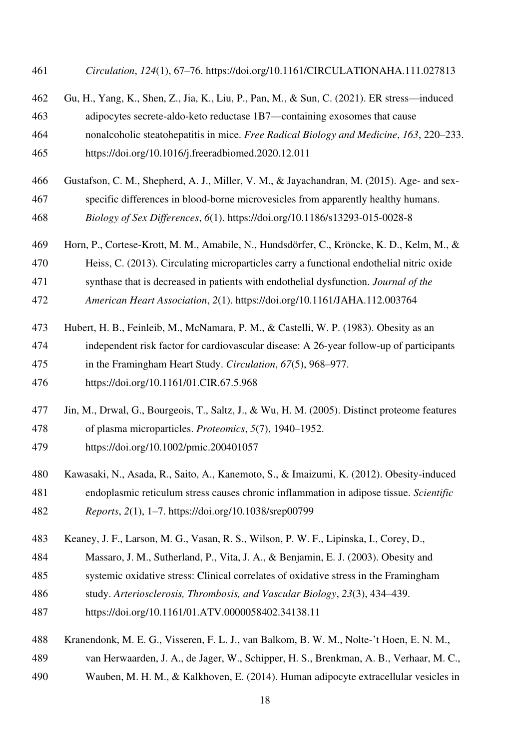*Circulation*, *124*(1), 67–76. https://doi.org/10.1161/CIRCULATIONAHA.111.027813

Gu, H., Yang, K., Shen, Z., Jia, K., Liu, P., Pan, M., & Sun, C. (2021). ER stress—induced adipocytes secrete-aldo-keto reductase 1B7—containing exosomes that cause nonalcoholic steatohepatitis in mice. *Free Radical Biology and Medicine*, *163*, 220–233. https://doi.org/10.1016/j.freeradbiomed.2020.12.011

Gustafson, C. M., Shepherd, A. J., Miller, V. M., & Jayachandran, M. (2015). Age- and sex-specific differences in blood-borne microvesicles from apparently healthy humans. *Biology of Sex Differences*, *6*(1). https://doi.org/10.1186/s13293-015-0028-8

Horn, P., Cortese-Krott, M. M., Amabile, N., Hundsdörfer, C., Kröncke, K. D., Kelm, M., & Heiss, C. (2013). Circulating microparticles carry a functional endothelial nitric oxide synthase that is decreased in patients with endothelial dysfunction. *Journal of the American Heart Association*, *2*(1). https://doi.org/10.1161/JAHA.112.003764

Hubert, H. B., Feinleib, M., McNamara, P. M., & Castelli, W. P. (1983). Obesity as an independent risk factor for cardiovascular disease: A 26-year follow-up of participants in the Framingham Heart Study. *Circulation*, *67*(5), 968–977. https://doi.org/10.1161/01.CIR.67.5.968

Jin, M., Drwal, G., Bourgeois, T., Saltz, J., & Wu, H. M. (2005). Distinct proteome features of plasma microparticles. *Proteomics*, *5*(7), 1940–1952. https://doi.org/10.1002/pmic.200401057

Kawasaki, N., Asada, R., Saito, A., Kanemoto, S., & Imaizumi, K. (2012). Obesity-induced endoplasmic reticulum stress causes chronic inflammation in adipose tissue. *Scientific Reports*, *2*(1), 1–7. https://doi.org/10.1038/srep00799

Keaney, J. F., Larson, M. G., Vasan, R. S., Wilson, P. W. F., Lipinska, I., Corey, D., Massaro, J. M., Sutherland, P., Vita, J. A., & Benjamin, E. J. (2003). Obesity and systemic oxidative stress: Clinical correlates of oxidative stress in the Framingham study. *Arteriosclerosis, Thrombosis, and Vascular Biology*, *23*(3), 434–439. https://doi.org/10.1161/01.ATV.0000058402.34138.11

Kranendonk, M. E. G., Visseren, F. L. J., van Balkom, B. W. M., Nolte-'t Hoen, E. N. M., van Herwaarden, J. A., de Jager, W., Schipper, H. S., Brenkman, A. B., Verhaar, M. C., Wauben, M. H. M., & Kalkhoven, E. (2014). Human adipocyte extracellular vesicles in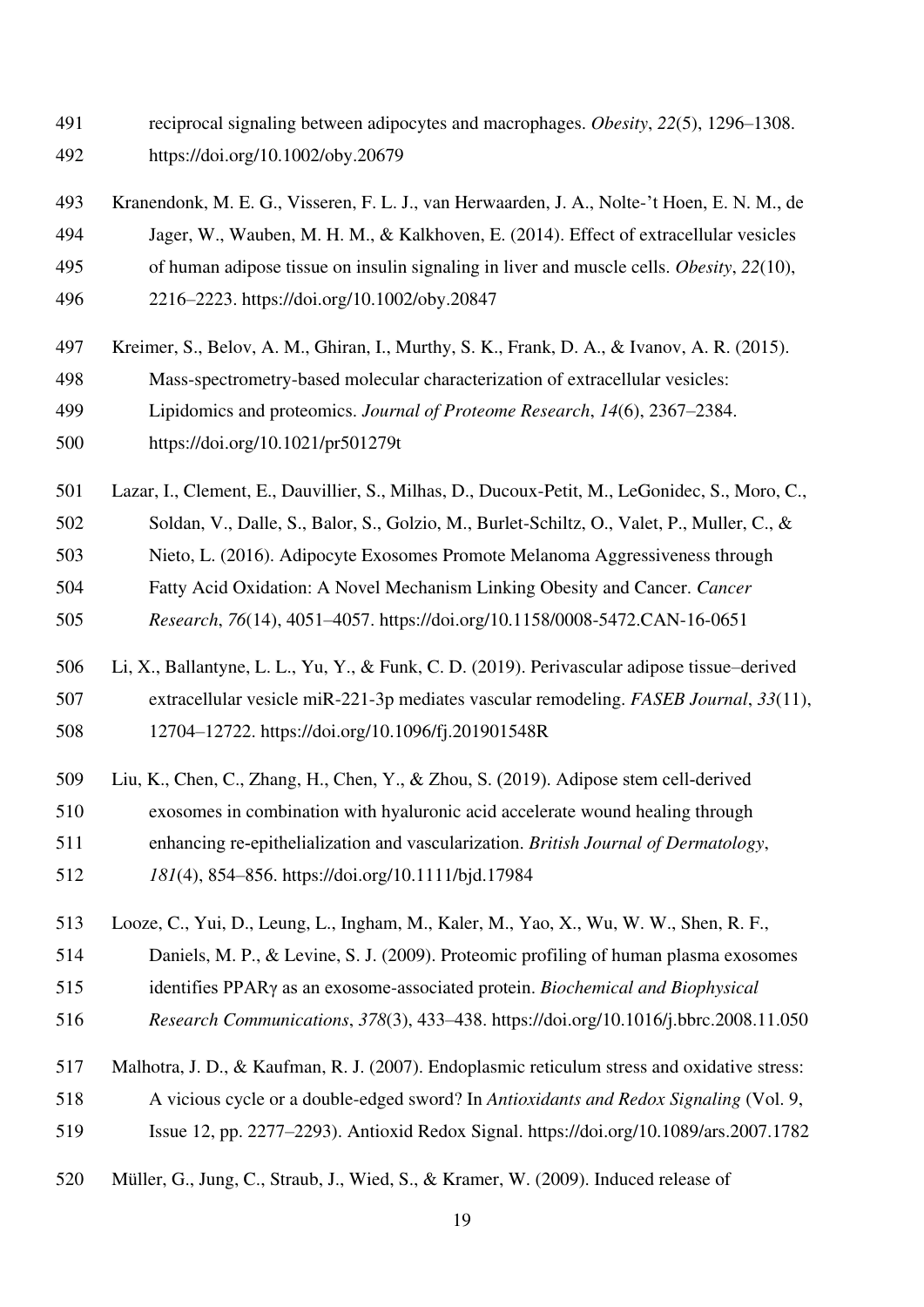reciprocal signaling between adipocytes and macrophages. *Obesity*, *22*(5), 1296–1308. https://doi.org/10.1002/oby.20679

Kranendonk, M. E. G., Visseren, F. L. J., van Herwaarden, J. A., Nolte-'t Hoen, E. N. M., de Jager, W., Wauben, M. H. M., & Kalkhoven, E. (2014). Effect of extracellular vesicles of human adipose tissue on insulin signaling in liver and muscle cells. *Obesity*, *22*(10), 2216–2223. https://doi.org/10.1002/oby.20847

Kreimer, S., Belov, A. M., Ghiran, I., Murthy, S. K., Frank, D. A., & Ivanov, A. R. (2015). Mass-spectrometry-based molecular characterization of extracellular vesicles: Lipidomics and proteomics. *Journal of Proteome Research*, *14*(6), 2367–2384. https://doi.org/10.1021/pr501279t

Lazar, I., Clement, E., Dauvillier, S., Milhas, D., Ducoux-Petit, M., LeGonidec, S., Moro, C., Soldan, V., Dalle, S., Balor, S., Golzio, M., Burlet-Schiltz, O., Valet, P., Muller, C., & Nieto, L. (2016). Adipocyte Exosomes Promote Melanoma Aggressiveness through Fatty Acid Oxidation: A Novel Mechanism Linking Obesity and Cancer. *Cancer Research*, *76*(14), 4051–4057. https://doi.org/10.1158/0008-5472.CAN-16-0651

Li, X., Ballantyne, L. L., Yu, Y., & Funk, C. D. (2019). Perivascular adipose tissue–derived extracellular vesicle miR-221-3p mediates vascular remodeling. *FASEB Journal*, *33*(11), 12704–12722. https://doi.org/10.1096/fj.201901548R

Liu, K., Chen, C., Zhang, H., Chen, Y., & Zhou, S. (2019). Adipose stem cell-derived exosomes in combination with hyaluronic acid accelerate wound healing through enhancing re-epithelialization and vascularization. *British Journal of Dermatology*, *181*(4), 854–856. https://doi.org/10.1111/bjd.17984

Looze, C., Yui, D., Leung, L., Ingham, M., Kaler, M., Yao, X., Wu, W. W., Shen, R. F., Daniels, M. P., & Levine, S. J. (2009). Proteomic profiling of human plasma exosomes identifies PPARγ as an exosome-associated protein. *Biochemical and Biophysical Research Communications*, *378*(3), 433–438. https://doi.org/10.1016/j.bbrc.2008.11.050

Malhotra, J. D., & Kaufman, R. J. (2007). Endoplasmic reticulum stress and oxidative stress: A vicious cycle or a double-edged sword? In *Antioxidants and Redox Signaling* (Vol. 9, Issue 12, pp. 2277–2293). Antioxid Redox Signal. https://doi.org/10.1089/ars.2007.1782

Müller, G., Jung, C., Straub, J., Wied, S., & Kramer, W. (2009). Induced release of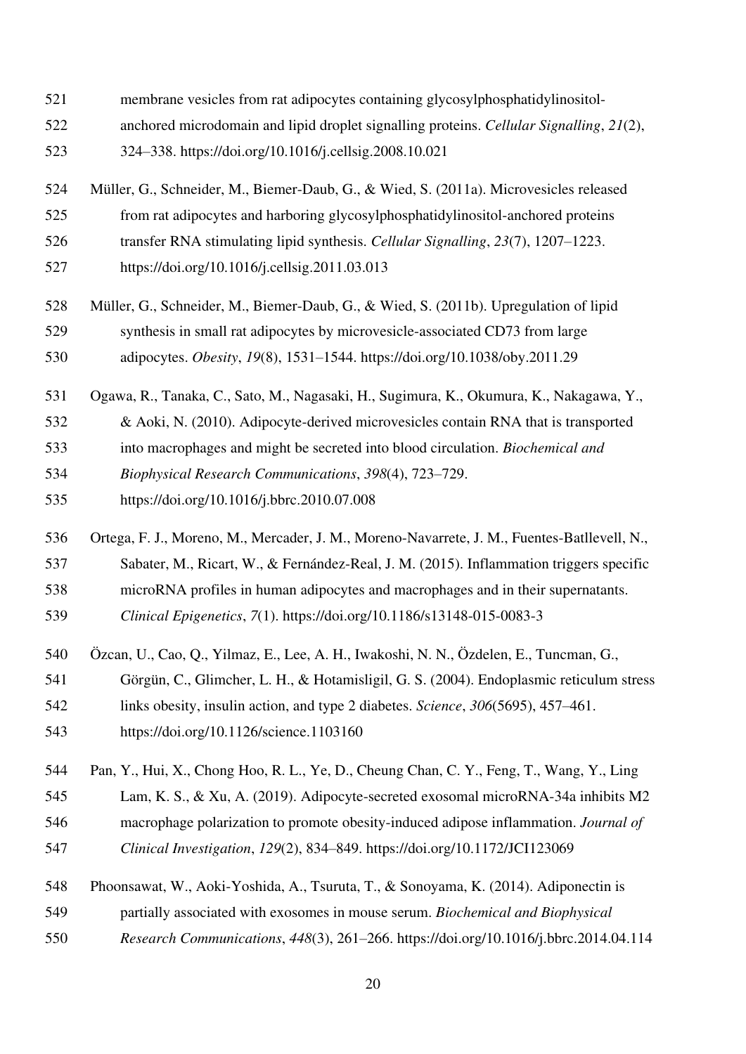membrane vesicles from rat adipocytes containing glycosylphosphatidylinositol-anchored microdomain and lipid droplet signalling proteins. *Cellular Signalling*, *21*(2), 324–338. https://doi.org/10.1016/j.cellsig.2008.10.021

Müller, G., Schneider, M., Biemer-Daub, G., & Wied, S. (2011a). Microvesicles released from rat adipocytes and harboring glycosylphosphatidylinositol-anchored proteins transfer RNA stimulating lipid synthesis. *Cellular Signalling*, *23*(7), 1207–1223. https://doi.org/10.1016/j.cellsig.2011.03.013

Müller, G., Schneider, M., Biemer-Daub, G., & Wied, S. (2011b). Upregulation of lipid synthesis in small rat adipocytes by microvesicle-associated CD73 from large adipocytes. *Obesity*, *19*(8), 1531–1544. https://doi.org/10.1038/oby.2011.29

Ogawa, R., Tanaka, C., Sato, M., Nagasaki, H., Sugimura, K., Okumura, K., Nakagawa, Y., & Aoki, N. (2010). Adipocyte-derived microvesicles contain RNA that is transported into macrophages and might be secreted into blood circulation. *Biochemical and Biophysical Research Communications*, *398*(4), 723–729. https://doi.org/10.1016/j.bbrc.2010.07.008

Ortega, F. J., Moreno, M., Mercader, J. M., Moreno-Navarrete, J. M., Fuentes-Batllevell, N., Sabater, M., Ricart, W., & Fernández-Real, J. M. (2015). Inflammation triggers specific microRNA profiles in human adipocytes and macrophages and in their supernatants. *Clinical Epigenetics*, *7*(1). https://doi.org/10.1186/s13148-015-0083-3

Özcan, U., Cao, Q., Yilmaz, E., Lee, A. H., Iwakoshi, N. N., Özdelen, E., Tuncman, G., Görgün, C., Glimcher, L. H., & Hotamisligil, G. S. (2004). Endoplasmic reticulum stress links obesity, insulin action, and type 2 diabetes. *Science*, *306*(5695), 457–461. https://doi.org/10.1126/science.1103160

Pan, Y., Hui, X., Chong Hoo, R. L., Ye, D., Cheung Chan, C. Y., Feng, T., Wang, Y., Ling Lam, K. S., & Xu, A. (2019). Adipocyte-secreted exosomal microRNA-34a inhibits M2 macrophage polarization to promote obesity-induced adipose inflammation. *Journal of Clinical Investigation*, *129*(2), 834–849. https://doi.org/10.1172/JCI123069

Phoonsawat, W., Aoki-Yoshida, A., Tsuruta, T., & Sonoyama, K. (2014). Adiponectin is partially associated with exosomes in mouse serum. *Biochemical and Biophysical Research Communications*, *448*(3), 261–266. https://doi.org/10.1016/j.bbrc.2014.04.114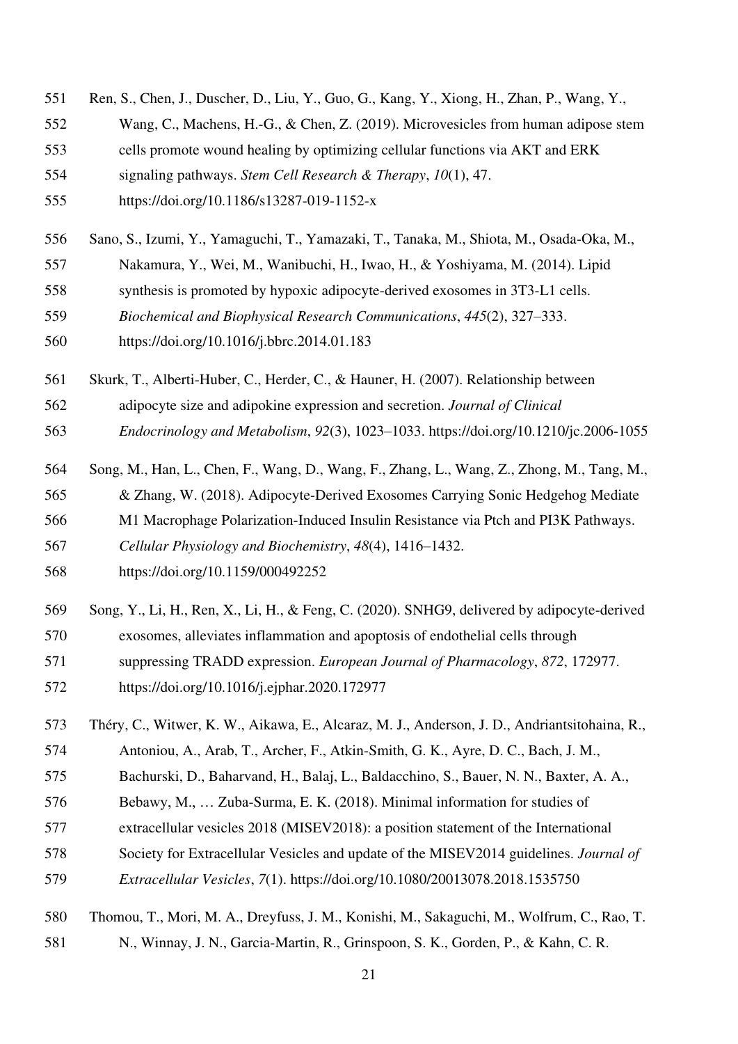Ren, S., Chen, J., Duscher, D., Liu, Y., Guo, G., Kang, Y., Xiong, H., Zhan, P., Wang, Y., Wang, C., Machens, H.-G., & Chen, Z. (2019). Microvesicles from human adipose stem cells promote wound healing by optimizing cellular functions via AKT and ERK signaling pathways. *Stem Cell Research & Therapy*, *10*(1), 47. https://doi.org/10.1186/s13287-019-1152-x

Sano, S., Izumi, Y., Yamaguchi, T., Yamazaki, T., Tanaka, M., Shiota, M., Osada-Oka, M., Nakamura, Y., Wei, M., Wanibuchi, H., Iwao, H., & Yoshiyama, M. (2014). Lipid synthesis is promoted by hypoxic adipocyte-derived exosomes in 3T3-L1 cells. *Biochemical and Biophysical Research Communications*, *445*(2), 327–333. https://doi.org/10.1016/j.bbrc.2014.01.183

Skurk, T., Alberti-Huber, C., Herder, C., & Hauner, H. (2007). Relationship between adipocyte size and adipokine expression and secretion. *Journal of Clinical Endocrinology and Metabolism*, *92*(3), 1023–1033. https://doi.org/10.1210/jc.2006-1055

Song, M., Han, L., Chen, F., Wang, D., Wang, F., Zhang, L., Wang, Z., Zhong, M., Tang, M., & Zhang, W. (2018). Adipocyte-Derived Exosomes Carrying Sonic Hedgehog Mediate M1 Macrophage Polarization-Induced Insulin Resistance via Ptch and PI3K Pathways. *Cellular Physiology and Biochemistry*, *48*(4), 1416–1432. https://doi.org/10.1159/000492252

Song, Y., Li, H., Ren, X., Li, H., & Feng, C. (2020). SNHG9, delivered by adipocyte-derived exosomes, alleviates inflammation and apoptosis of endothelial cells through suppressing TRADD expression. *European Journal of Pharmacology*, *872*, 172977. https://doi.org/10.1016/j.ejphar.2020.172977

Théry, C., Witwer, K. W., Aikawa, E., Alcaraz, M. J., Anderson, J. D., Andriantsitohaina, R., Antoniou, A., Arab, T., Archer, F., Atkin-Smith, G. K., Ayre, D. C., Bach, J. M., Bachurski, D., Baharvand, H., Balaj, L., Baldacchino, S., Bauer, N. N., Baxter, A. A., Bebawy, M., … Zuba-Surma, E. K. (2018). Minimal information for studies of extracellular vesicles 2018 (MISEV2018): a position statement of the International Society for Extracellular Vesicles and update of the MISEV2014 guidelines. *Journal of Extracellular Vesicles*, *7*(1). https://doi.org/10.1080/20013078.2018.1535750

Thomou, T., Mori, M. A., Dreyfuss, J. M., Konishi, M., Sakaguchi, M., Wolfrum, C., Rao, T. N., Winnay, J. N., Garcia-Martin, R., Grinspoon, S. K., Gorden, P., & Kahn, C. R.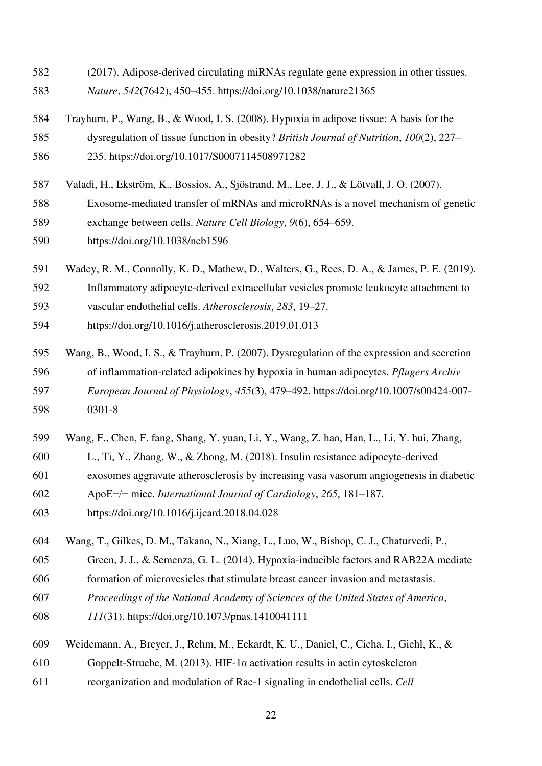(2017). Adipose-derived circulating miRNAs regulate gene expression in other tissues. *Nature*, *542*(7642), 450–455. https://doi.org/10.1038/nature21365

Trayhurn, P., Wang, B., & Wood, I. S. (2008). Hypoxia in adipose tissue: A basis for the dysregulation of tissue function in obesity? *British Journal of Nutrition*, *100*(2), 227–235. https://doi.org/10.1017/S0007114508971282

Valadi, H., Ekström, K., Bossios, A., Sjöstrand, M., Lee, J. J., & Lötvall, J. O. (2007). Exosome-mediated transfer of mRNAs and microRNAs is a novel mechanism of genetic exchange between cells. *Nature Cell Biology*, *9*(6), 654–659. https://doi.org/10.1038/ncb1596

Wadey, R. M., Connolly, K. D., Mathew, D., Walters, G., Rees, D. A., & James, P. E. (2019). Inflammatory adipocyte-derived extracellular vesicles promote leukocyte attachment to vascular endothelial cells. *Atherosclerosis*, *283*, 19–27. https://doi.org/10.1016/j.atherosclerosis.2019.01.013

Wang, B., Wood, I. S., & Trayhurn, P. (2007). Dysregulation of the expression and secretion of inflammation-related adipokines by hypoxia in human adipocytes. *Pflugers Archiv European Journal of Physiology*, *455*(3), 479–492. https://doi.org/10.1007/s00424-007-0301-8

Wang, F., Chen, F. fang, Shang, Y. yuan, Li, Y., Wang, Z. hao, Han, L., Li, Y. hui, Zhang, L., Ti, Y., Zhang, W., & Zhong, M. (2018). Insulin resistance adipocyte-derived exosomes aggravate atherosclerosis by increasing vasa vasorum angiogenesis in diabetic ApoE−/− mice. *International Journal of Cardiology*, *265*, 181–187. https://doi.org/10.1016/j.ijcard.2018.04.028

Wang, T., Gilkes, D. M., Takano, N., Xiang, L., Luo, W., Bishop, C. J., Chaturvedi, P., Green, J. J., & Semenza, G. L. (2014). Hypoxia-inducible factors and RAB22A mediate formation of microvesicles that stimulate breast cancer invasion and metastasis. *Proceedings of the National Academy of Sciences of the United States of America*, *111*(31). https://doi.org/10.1073/pnas.1410041111

Weidemann, A., Breyer, J., Rehm, M., Eckardt, K. U., Daniel, C., Cicha, I., Giehl, K., & Goppelt-Struebe, M. (2013). HIF-1α activation results in actin cytoskeleton reorganization and modulation of Rac-1 signaling in endothelial cells. *Cell*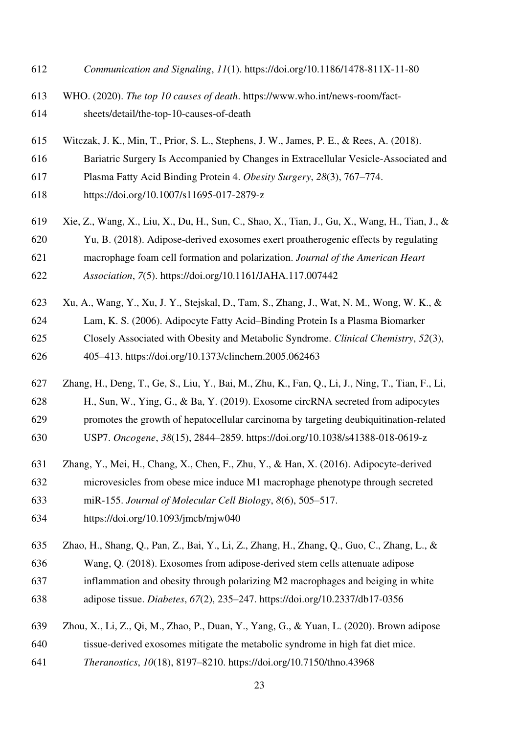*Communication and Signaling*, *11*(1). https://doi.org/10.1186/1478-811X-11-80

WHO. (2020). *The top 10 causes of death*. https://www.who.int/news-room/fact-sheets/detail/the-top-10-causes-of-death

Witczak, J. K., Min, T., Prior, S. L., Stephens, J. W., James, P. E., & Rees, A. (2018). Bariatric Surgery Is Accompanied by Changes in Extracellular Vesicle-Associated and Plasma Fatty Acid Binding Protein 4. *Obesity Surgery*, *28*(3), 767–774. https://doi.org/10.1007/s11695-017-2879-z

Xie, Z., Wang, X., Liu, X., Du, H., Sun, C., Shao, X., Tian, J., Gu, X., Wang, H., Tian, J., & Yu, B. (2018). Adipose-derived exosomes exert proatherogenic effects by regulating macrophage foam cell formation and polarization. *Journal of the American Heart Association*, *7*(5). https://doi.org/10.1161/JAHA.117.007442

Xu, A., Wang, Y., Xu, J. Y., Stejskal, D., Tam, S., Zhang, J., Wat, N. M., Wong, W. K., & Lam, K. S. (2006). Adipocyte Fatty Acid–Binding Protein Is a Plasma Biomarker Closely Associated with Obesity and Metabolic Syndrome. *Clinical Chemistry*, *52*(3), 405–413. https://doi.org/10.1373/clinchem.2005.062463

Zhang, H., Deng, T., Ge, S., Liu, Y., Bai, M., Zhu, K., Fan, Q., Li, J., Ning, T., Tian, F., Li, H., Sun, W., Ying, G., & Ba, Y. (2019). Exosome circRNA secreted from adipocytes promotes the growth of hepatocellular carcinoma by targeting deubiquitination-related USP7. *Oncogene*, *38*(15), 2844–2859. https://doi.org/10.1038/s41388-018-0619-z

Zhang, Y., Mei, H., Chang, X., Chen, F., Zhu, Y., & Han, X. (2016). Adipocyte-derived microvesicles from obese mice induce M1 macrophage phenotype through secreted miR-155. *Journal of Molecular Cell Biology*, *8*(6), 505–517. https://doi.org/10.1093/jmcb/mjw040

Zhao, H., Shang, Q., Pan, Z., Bai, Y., Li, Z., Zhang, H., Zhang, Q., Guo, C., Zhang, L., & Wang, Q. (2018). Exosomes from adipose-derived stem cells attenuate adipose inflammation and obesity through polarizing M2 macrophages and beiging in white adipose tissue. *Diabetes*, *67*(2), 235–247. https://doi.org/10.2337/db17-0356

Zhou, X., Li, Z., Qi, M., Zhao, P., Duan, Y., Yang, G., & Yuan, L. (2020). Brown adipose tissue-derived exosomes mitigate the metabolic syndrome in high fat diet mice. *Theranostics*, *10*(18), 8197–8210. https://doi.org/10.7150/thno.43968